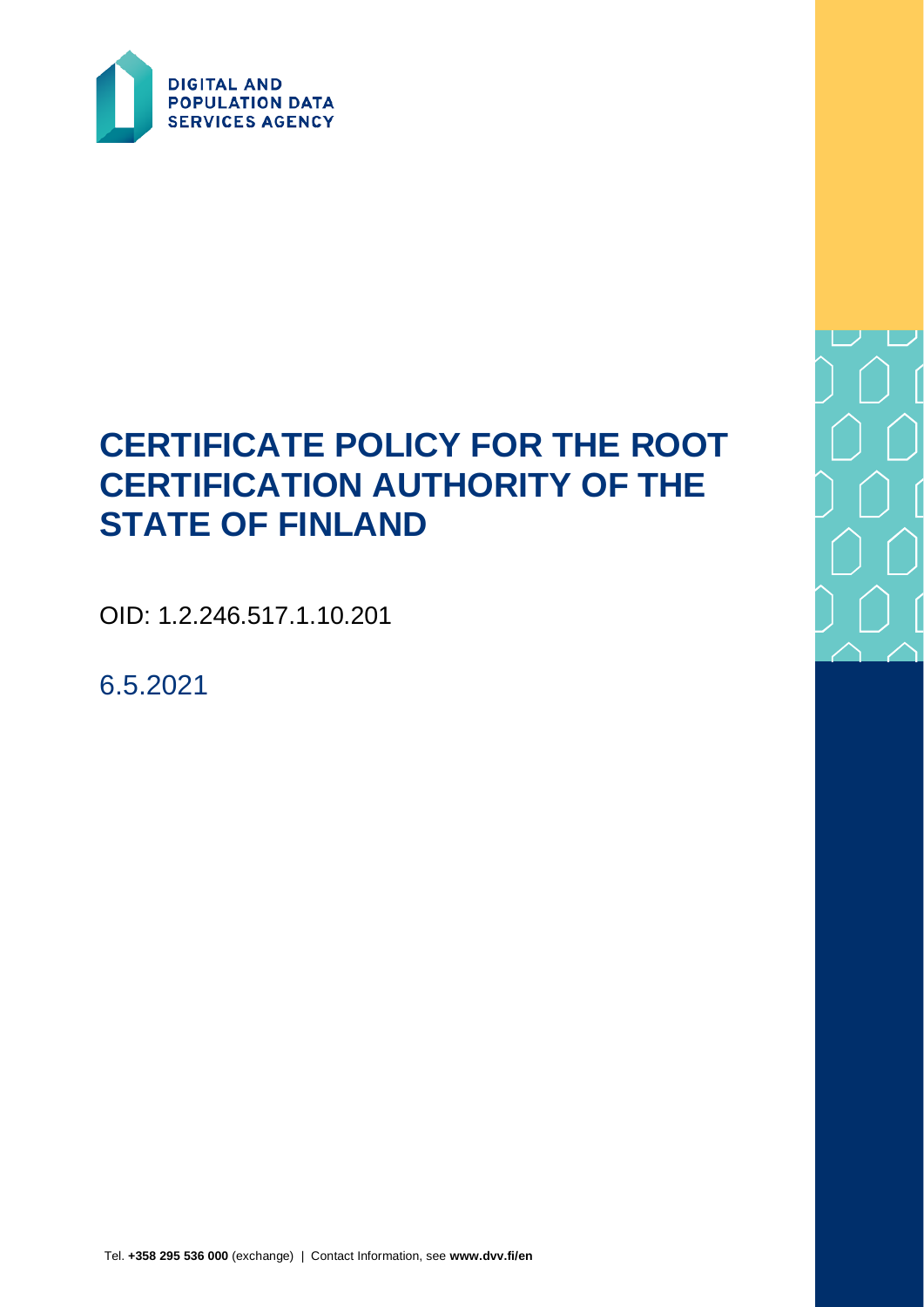DIGITAL AND POPULATION DATA SERVICES AGENCY

# CERTIFICATE POLICY FOR THE ROOT CERTIFICATION AUTHORITY OF THE STATE OF FINLAND

OID: 1.2.246.517.1.10.201

6.5.2021

Tel. **+358 295 536 000** (exchange) | Contact Information, see **www.dvv.fi/en**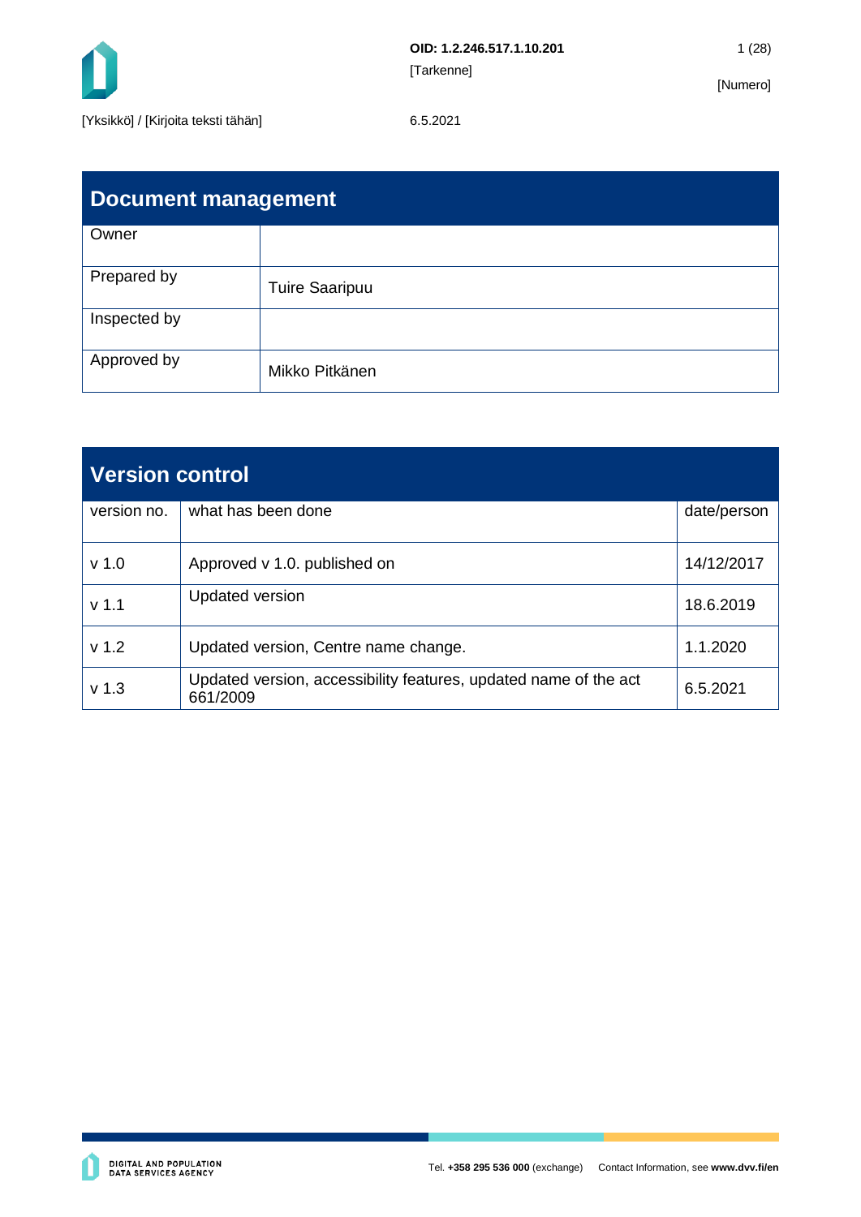## Document management

| Owner | |
|---|---|
| Prepared by | Tuire Saaripuu |
| Inspected by | |
| Approved by | Mikko Pitkänen |

## Version control

| version no. | what has been done | date/person |
|---|---|---|
| v 1.0 | Approved v 1.0. published on | 14/12/2017 |
| v 1.1 | Updated version | 18.6.2019 |
| v 1.2 | Updated version, Centre name change. | 1.1.2020 |
| v 1.3 | Updated version, accessibility features, updated name of the act 661/2009 | 6.5.2021 |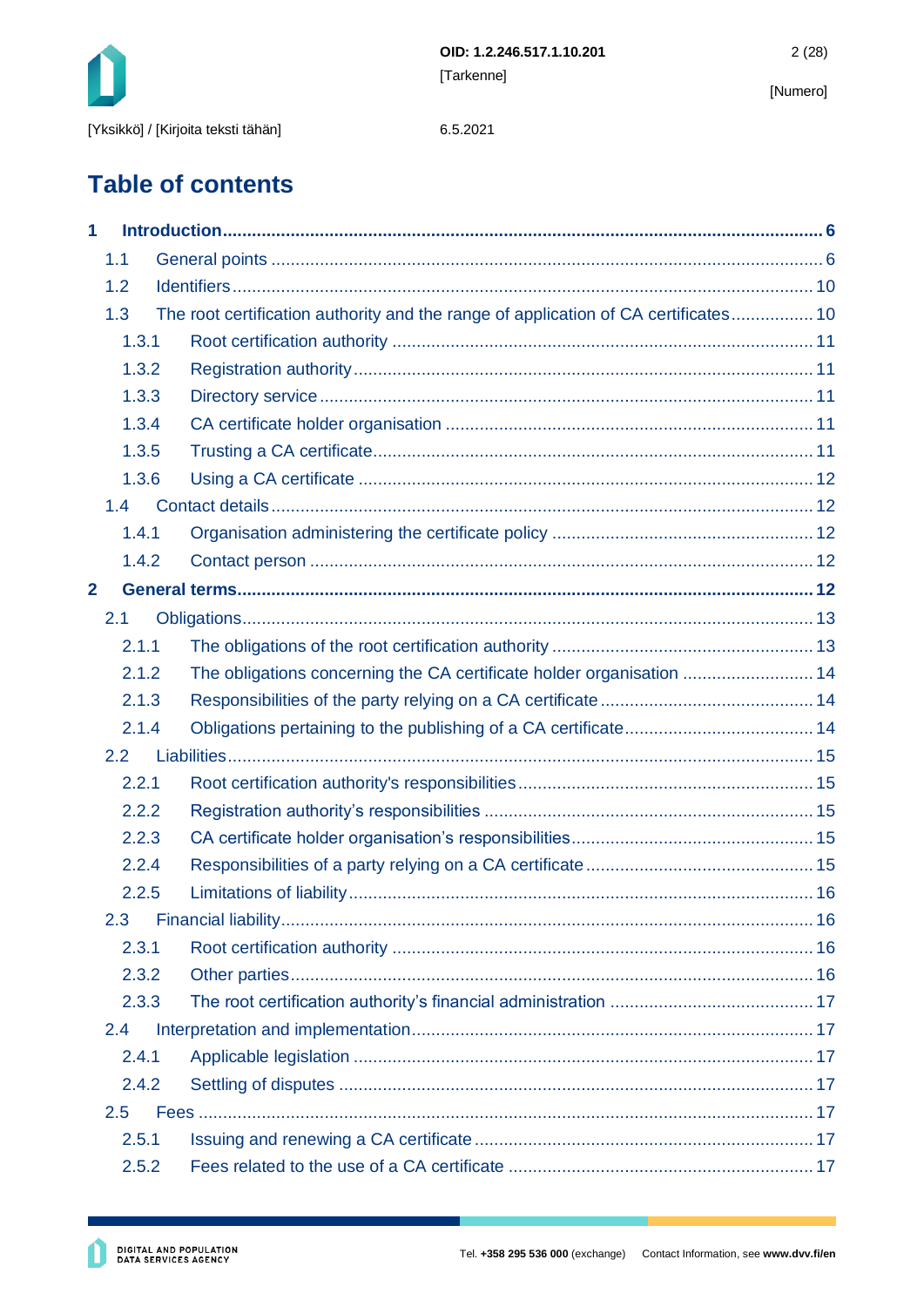# Table of contents

**1 Introduction ........................................................................................................................ 6**

1.1 General points ............................................................................................................. 6

1.2 Identifiers ................................................................................................................... 10

1.3 The root certification authority and the range of application of CA certificates ................. 10

1.3.1 Root certification authority ......................................................................................... 11

1.3.2 Registration authority ................................................................................................. 11

1.3.3 Directory service ........................................................................................................ 11

1.3.4 CA certificate holder organisation ............................................................................. 11

1.3.5 Trusting a CA certificate ............................................................................................ 11

1.3.6 Using a CA certificate ................................................................................................ 12

1.4 Contact details ............................................................................................................. 12

1.4.1 Organisation administering the certificate policy ........................................................ 12

1.4.2 Contact person ........................................................................................................... 12

**2 General terms ..................................................................................................................... 12**

2.1 Obligations .................................................................................................................. 13

2.1.1 The obligations of the root certification authority ....................................................... 13

2.1.2 The obligations concerning the CA certificate holder organisation ............................. 14

2.1.3 Responsibilities of the party relying on a CA certificate ............................................. 14

2.1.4 Obligations pertaining to the publishing of a CA certificate ........................................ 14

2.2 Liabilities ...................................................................................................................... 15

2.2.1 Root certification authority's responsibilities .............................................................. 15

2.2.2 Registration authority's responsibilities ..................................................................... 15

2.2.3 CA certificate holder organisation's responsibilities ................................................... 15

2.2.4 Responsibilities of a party relying on a CA certificate ................................................ 15

2.2.5 Limitations of liability ................................................................................................. 16

2.3 Financial liability ........................................................................................................... 16

2.3.1 Root certification authority ......................................................................................... 16

2.3.2 Other parties .............................................................................................................. 16

2.3.3 The root certification authority's financial administration ........................................... 17

2.4 Interpretation and implementation ................................................................................ 17

2.4.1 Applicable legislation ................................................................................................. 17

2.4.2 Settling of disputes .................................................................................................... 17

2.5 Fees ............................................................................................................................. 17

2.5.1 Issuing and renewing a CA certificate ........................................................................ 17

2.5.2 Fees related to the use of a CA certificate ................................................................. 17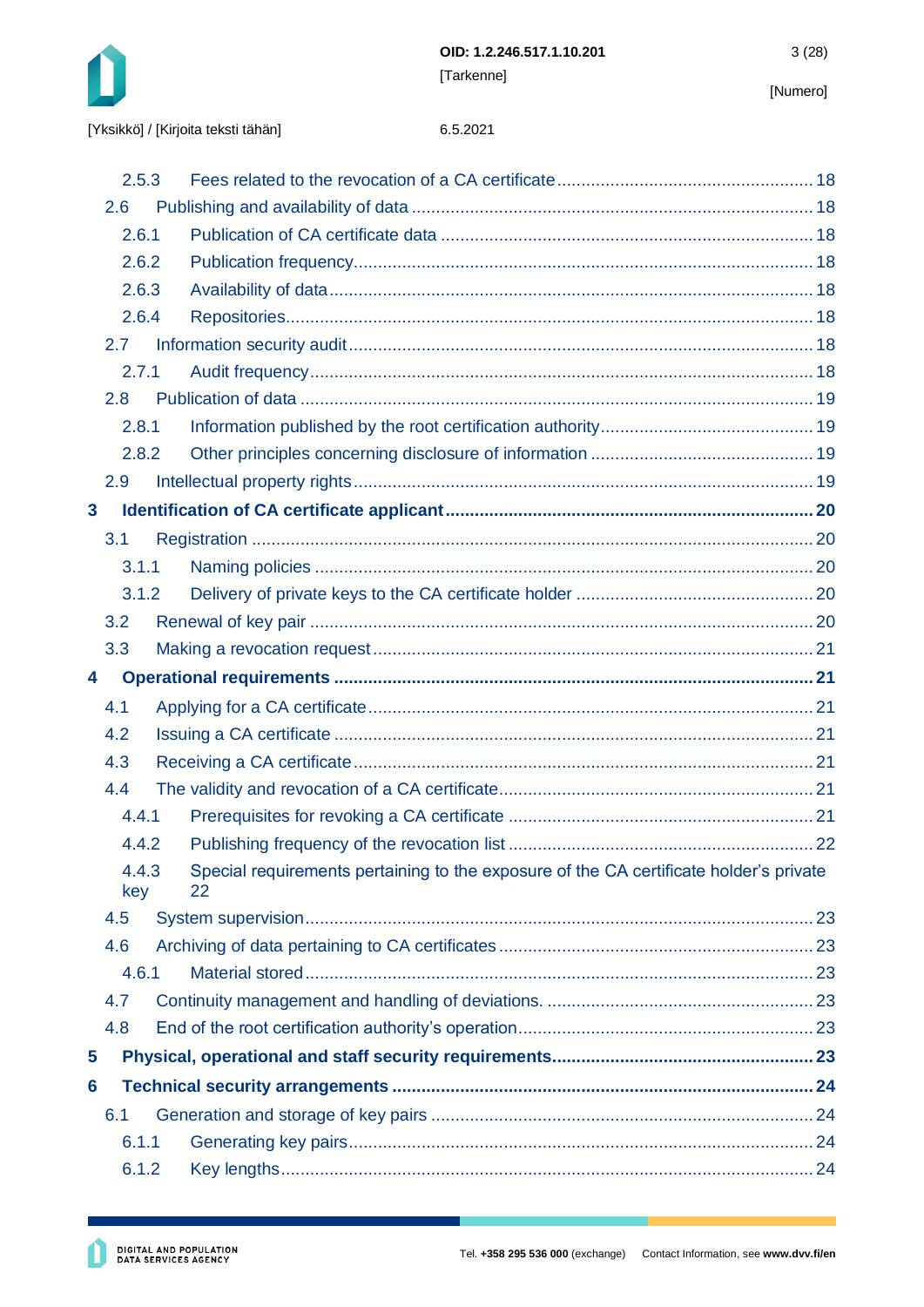2.5.3 Fees related to the revocation of a CA certificate ..... 18

2.6 Publishing and availability of data ..... 18

2.6.1 Publication of CA certificate data ..... 18

2.6.2 Publication frequency ..... 18

2.6.3 Availability of data ..... 18

2.6.4 Repositories ..... 18

2.7 Information security audit ..... 18

2.7.1 Audit frequency ..... 18

2.8 Publication of data ..... 19

2.8.1 Information published by the root certification authority ..... 19

2.8.2 Other principles concerning disclosure of information ..... 19

2.9 Intellectual property rights ..... 19

**3 Identification of CA certificate applicant ..... 20**

3.1 Registration ..... 20

3.1.1 Naming policies ..... 20

3.1.2 Delivery of private keys to the CA certificate holder ..... 20

3.2 Renewal of key pair ..... 20

3.3 Making a revocation request ..... 21

**4 Operational requirements ..... 21**

4.1 Applying for a CA certificate ..... 21

4.2 Issuing a CA certificate ..... 21

4.3 Receiving a CA certificate ..... 21

4.4 The validity and revocation of a CA certificate ..... 21

4.4.1 Prerequisites for revoking a CA certificate ..... 21

4.4.2 Publishing frequency of the revocation list ..... 22

4.4.3 Special requirements pertaining to the exposure of the CA certificate holder’s private key 22

4.5 System supervision ..... 23

4.6 Archiving of data pertaining to CA certificates ..... 23

4.6.1 Material stored ..... 23

4.7 Continuity management and handling of deviations. ..... 23

4.8 End of the root certification authority’s operation ..... 23

**5 Physical, operational and staff security requirements ..... 23**

**6 Technical security arrangements ..... 24**

6.1 Generation and storage of key pairs ..... 24

6.1.1 Generating key pairs ..... 24

6.1.2 Key lengths ..... 24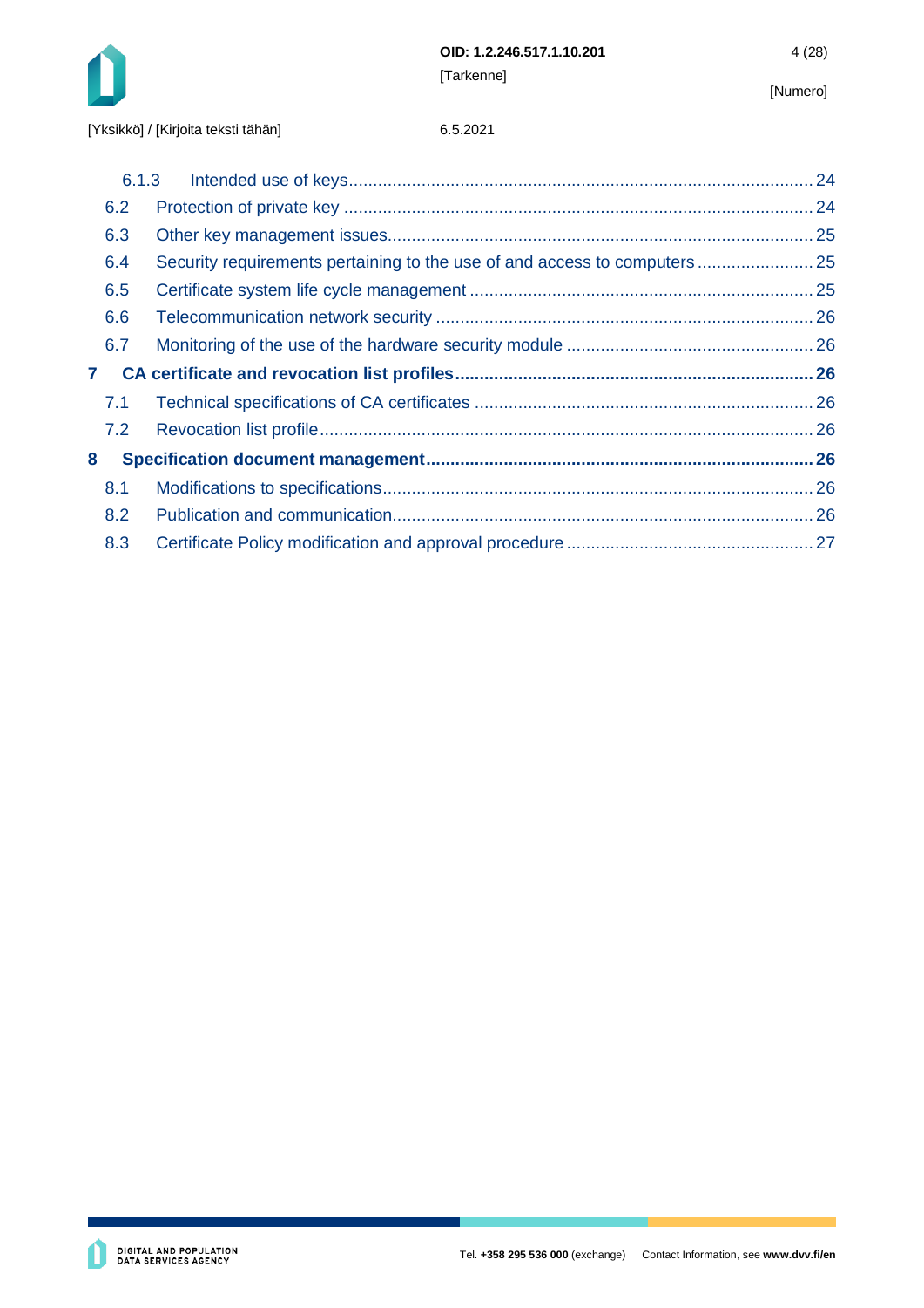6.1.3 Intended use of keys ........................................................................................ 24

6.2 Protection of private key ........................................................................................ 24

6.3 Other key management issues ........................................................................................ 25

6.4 Security requirements pertaining to the use of and access to computers ........................ 25

6.5 Certificate system life cycle management ........................................................................ 25

6.6 Telecommunication network security ........................................................................ 26

6.7 Monitoring of the use of the hardware security module ................................................ 26

**7 CA certificate and revocation list profiles ........................................................................ 26**

7.1 Technical specifications of CA certificates ........................................................................ 26

7.2 Revocation list profile ........................................................................................ 26

**8 Specification document management ........................................................................ 26**

8.1 Modifications to specifications ........................................................................................ 26

8.2 Publication and communication ........................................................................................ 26

8.3 Certificate Policy modification and approval procedure ................................................ 27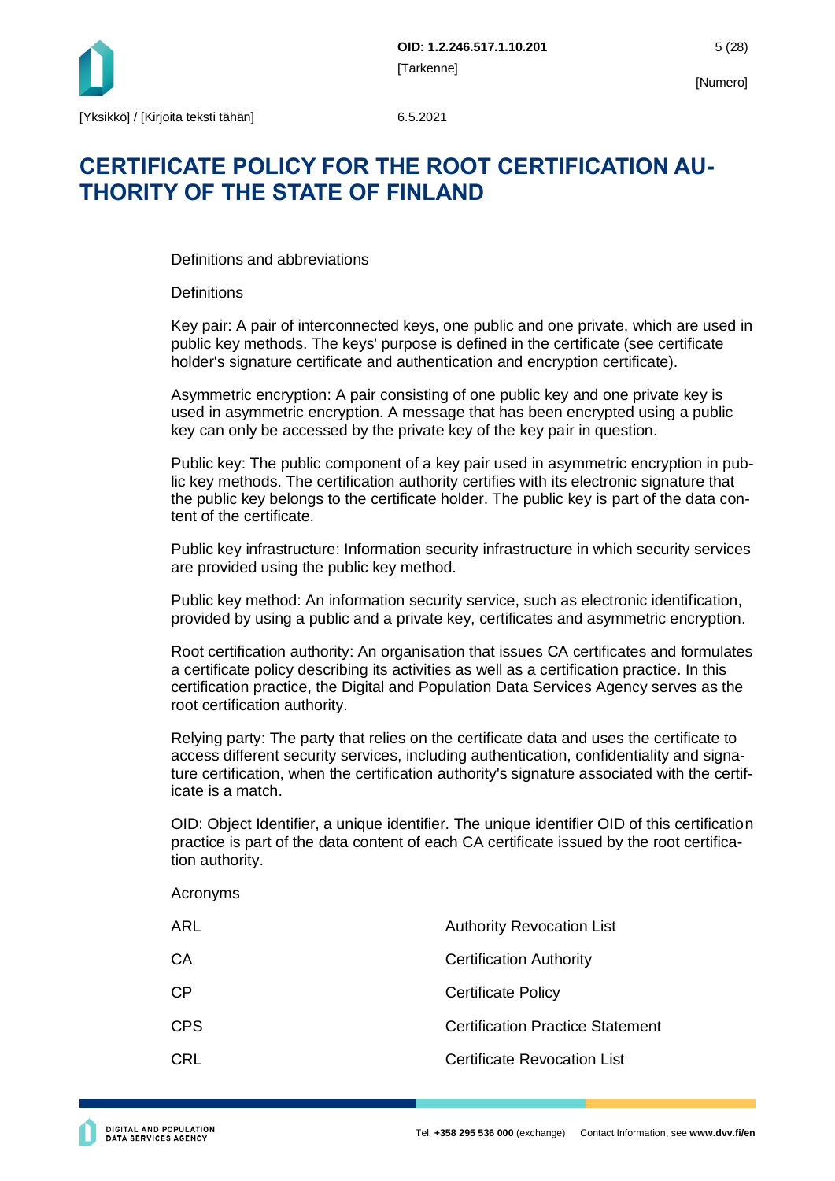# CERTIFICATE POLICY FOR THE ROOT CERTIFICATION AUTHORITY OF THE STATE OF FINLAND

Definitions and abbreviations

Definitions

Key pair: A pair of interconnected keys, one public and one private, which are used in public key methods. The keys' purpose is defined in the certificate (see certificate holder's signature certificate and authentication and encryption certificate).

Asymmetric encryption: A pair consisting of one public key and one private key is used in asymmetric encryption. A message that has been encrypted using a public key can only be accessed by the private key of the key pair in question.

Public key: The public component of a key pair used in asymmetric encryption in public key methods. The certification authority certifies with its electronic signature that the public key belongs to the certificate holder. The public key is part of the data content of the certificate.

Public key infrastructure: Information security infrastructure in which security services are provided using the public key method.

Public key method: An information security service, such as electronic identification, provided by using a public and a private key, certificates and asymmetric encryption.

Root certification authority: An organisation that issues CA certificates and formulates a certificate policy describing its activities as well as a certification practice. In this certification practice, the Digital and Population Data Services Agency serves as the root certification authority.

Relying party: The party that relies on the certificate data and uses the certificate to access different security services, including authentication, confidentiality and signature certification, when the certification authority's signature associated with the certificate is a match.

OID: Object Identifier, a unique identifier. The unique identifier OID of this certification practice is part of the data content of each CA certificate issued by the root certification authority.

Acronyms

| | |
|---|---|
| ARL | Authority Revocation List |
| CA | Certification Authority |
| CP | Certificate Policy |
| CPS | Certification Practice Statement |
| CRL | Certificate Revocation List |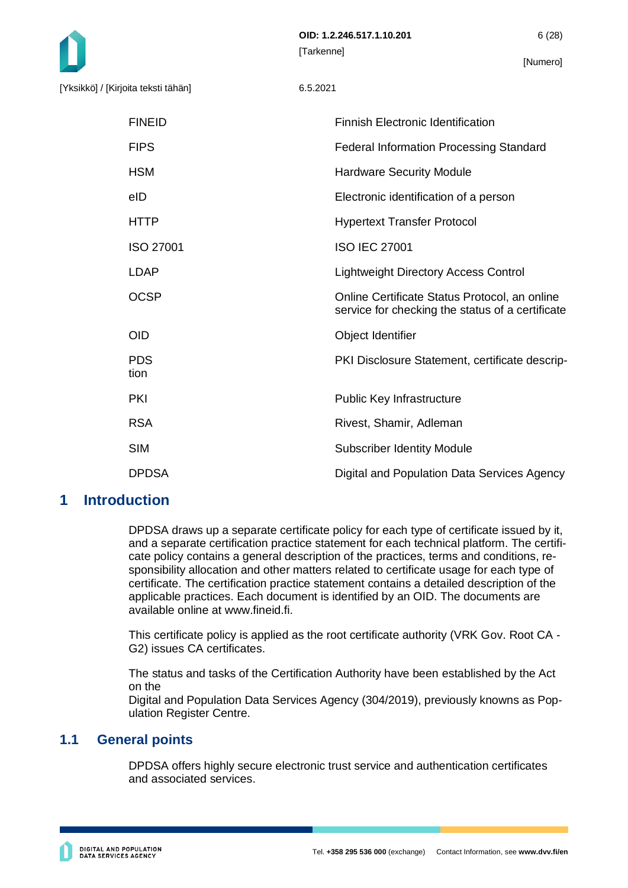| | |
|---|---|
| FINEID | Finnish Electronic Identification |
| FIPS | Federal Information Processing Standard |
| HSM | Hardware Security Module |
| eID | Electronic identification of a person |
| HTTP | Hypertext Transfer Protocol |
| ISO 27001 | ISO IEC 27001 |
| LDAP | Lightweight Directory Access Control |
| OCSP | Online Certificate Status Protocol, an online service for checking the status of a certificate |
| OID | Object Identifier |
| PDS tion | PKI Disclosure Statement, certificate descrip- |
| PKI | Public Key Infrastructure |
| RSA | Rivest, Shamir, Adleman |
| SIM | Subscriber Identity Module |
| DPDSA | Digital and Population Data Services Agency |

# 1 Introduction

DPDSA draws up a separate certificate policy for each type of certificate issued by it, and a separate certification practice statement for each technical platform. The certificate policy contains a general description of the practices, terms and conditions, responsibility allocation and other matters related to certificate usage for each type of certificate. The certification practice statement contains a detailed description of the applicable practices. Each document is identified by an OID. The documents are available online at www.fineid.fi.

This certificate policy is applied as the root certificate authority (VRK Gov. Root CA - G2) issues CA certificates.

The status and tasks of the Certification Authority have been established by the Act on the
Digital and Population Data Services Agency (304/2019), previously knowns as Population Register Centre.

## 1.1 General points

DPDSA offers highly secure electronic trust service and authentication certificates and associated services.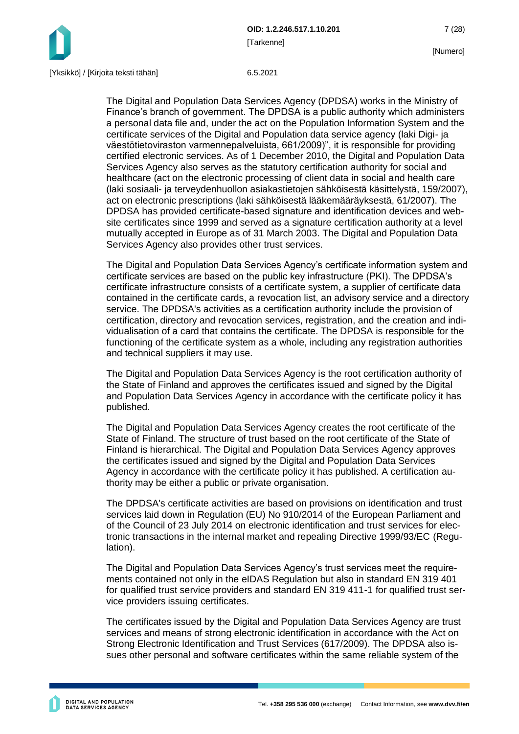The Digital and Population Data Services Agency (DPDSA) works in the Ministry of Finance's branch of government. The DPDSA is a public authority which administers a personal data file and, under the act on the Population Information System and the certificate services of the Digital and Population data service agency (laki Digi- ja väestötietoviraston varmennepalveluista, 661/2009)", it is responsible for providing certified electronic services. As of 1 December 2010, the Digital and Population Data Services Agency also serves as the statutory certification authority for social and healthcare (act on the electronic processing of client data in social and health care (laki sosiaali- ja terveydenhuollon asiakastietojen sähköisestä käsittelystä, 159/2007), act on electronic prescriptions (laki sähköisestä lääkemääräyksestä, 61/2007). The DPDSA has provided certificate-based signature and identification devices and website certificates since 1999 and served as a signature certification authority at a level mutually accepted in Europe as of 31 March 2003. The Digital and Population Data Services Agency also provides other trust services.

The Digital and Population Data Services Agency's certificate information system and certificate services are based on the public key infrastructure (PKI). The DPDSA's certificate infrastructure consists of a certificate system, a supplier of certificate data contained in the certificate cards, a revocation list, an advisory service and a directory service. The DPDSA's activities as a certification authority include the provision of certification, directory and revocation services, registration, and the creation and individualisation of a card that contains the certificate. The DPDSA is responsible for the functioning of the certificate system as a whole, including any registration authorities and technical suppliers it may use.

The Digital and Population Data Services Agency is the root certification authority of the State of Finland and approves the certificates issued and signed by the Digital and Population Data Services Agency in accordance with the certificate policy it has published.

The Digital and Population Data Services Agency creates the root certificate of the State of Finland. The structure of trust based on the root certificate of the State of Finland is hierarchical. The Digital and Population Data Services Agency approves the certificates issued and signed by the Digital and Population Data Services Agency in accordance with the certificate policy it has published. A certification authority may be either a public or private organisation.

The DPDSA's certificate activities are based on provisions on identification and trust services laid down in Regulation (EU) No 910/2014 of the European Parliament and of the Council of 23 July 2014 on electronic identification and trust services for electronic transactions in the internal market and repealing Directive 1999/93/EC (Regulation).

The Digital and Population Data Services Agency's trust services meet the requirements contained not only in the eIDAS Regulation but also in standard EN 319 401 for qualified trust service providers and standard EN 319 411-1 for qualified trust service providers issuing certificates.

The certificates issued by the Digital and Population Data Services Agency are trust services and means of strong electronic identification in accordance with the Act on Strong Electronic Identification and Trust Services (617/2009). The DPDSA also issues other personal and software certificates within the same reliable system of the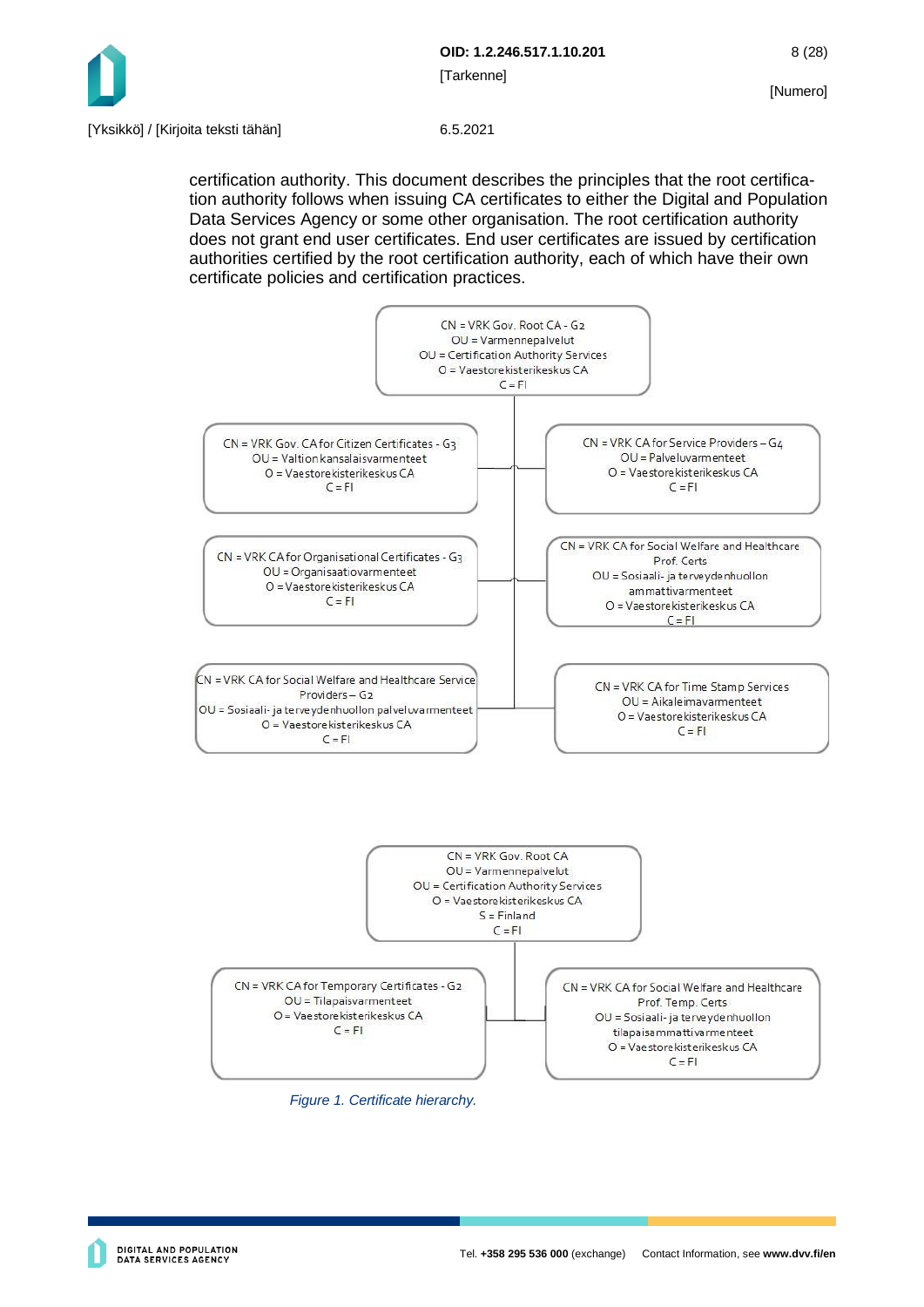certification authority. This document describes the principles that the root certification authority follows when issuing CA certificates to either the Digital and Population Data Services Agency or some other organisation. The root certification authority does not grant end user certificates. End user certificates are issued by certification authorities certified by the root certification authority, each of which have their own certificate policies and certification practices.

CN = VRK Gov. Root CA - G2
OU = Varmennepalvelut
OU = Certification Authority Services
O = Vaestorekisterikeskus CA
C = FI

CN = VRK Gov. CA for Citizen Certificates - G3
OU = Valtion kansalaisvarmenteet
O = Vaestorekisterikeskus CA
C = FI

CN = VRK CA for Service Providers – G4
OU = Palveluvarmenteet
O = Vaestorekisterikeskus CA
C = FI

CN = VRK CA for Organisational Certificates - G3
OU = Organisaatiovarmenteet
O = Vaestorekisterikeskus CA
C = FI

CN = VRK CA for Social Welfare and Healthcare Prof. Certs
OU = Sosiaali- ja terveydenhuollon ammattivarmenteet
O = Vaestorekisterikeskus CA
C = FI

CN = VRK CA for Social Welfare and Healthcare Service Providers – G2
OU = Sosiaali- ja terveydenhuollon palveluvarmenteet
O = Vaestorekisterikeskus CA
C = FI

CN = VRK CA for Time Stamp Services
OU = Aikaleimavarmenteet
O = Vaestorekisterikeskus CA
C = FI

CN = VRK Gov. Root CA
OU = Varmennepalvelut
OU = Certification Authority Services
O = Vaestorekisterikeskus CA
S = Finland
C = FI

CN = VRK CA for Temporary Certificates - G2
OU = Tilapaisvarmenteet
O = Vaestorekisterikeskus CA
C = FI

CN = VRK CA for Social Welfare and Healthcare Prof. Temp. Certs
OU = Sosiaali- ja terveydenhuollon tilapaisammattivarmenteet
O = Vaestorekisterikeskus CA
C = FI

*Figure 1. Certificate hierarchy.*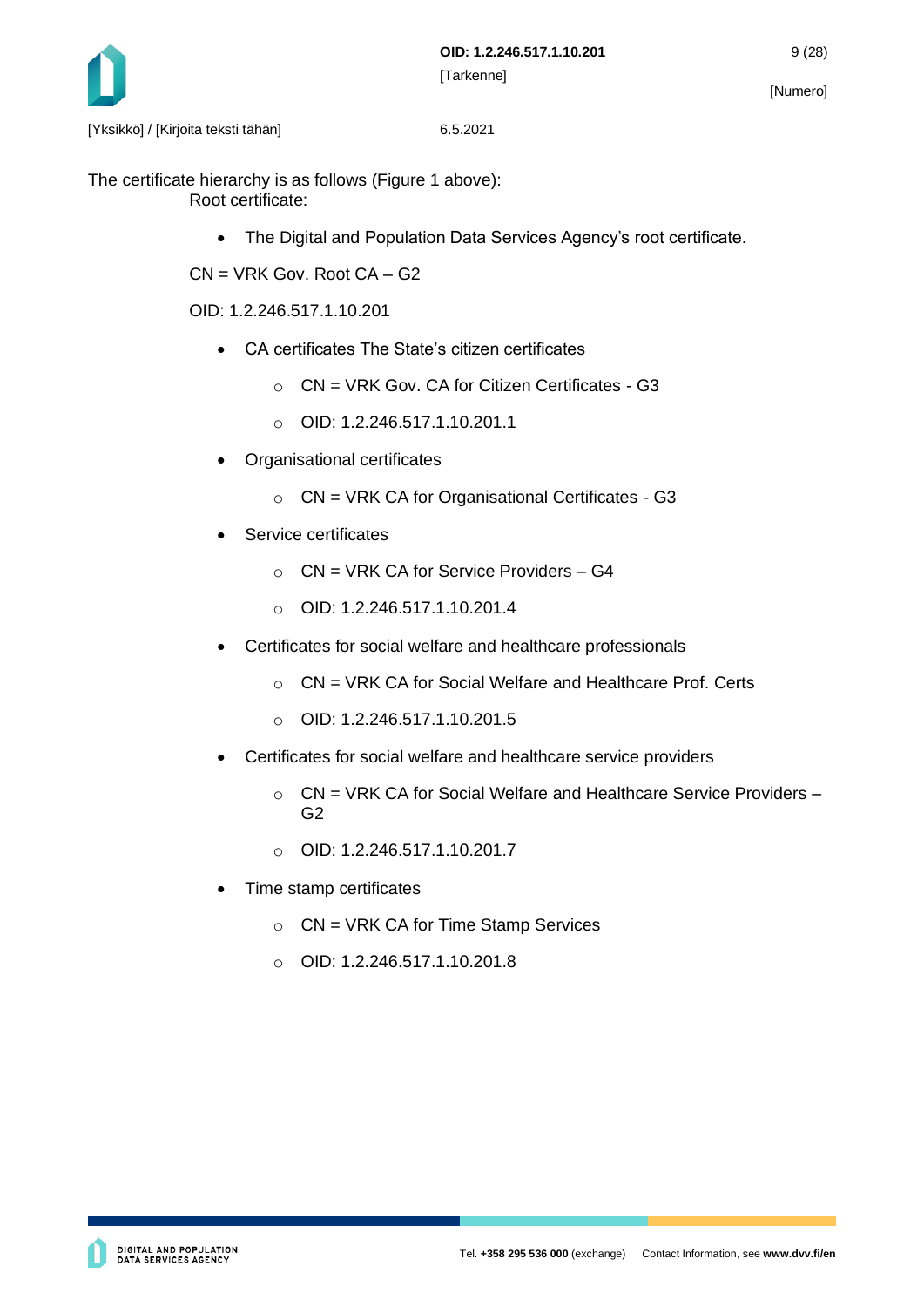The certificate hierarchy is as follows (Figure 1 above):

Root certificate:

- The Digital and Population Data Services Agency's root certificate.

CN = VRK Gov. Root CA – G2

OID: 1.2.246.517.1.10.201

- CA certificates The State's citizen certificates
  - CN = VRK Gov. CA for Citizen Certificates - G3
  - OID: 1.2.246.517.1.10.201.1
- Organisational certificates
  - CN = VRK CA for Organisational Certificates - G3
- Service certificates
  - CN = VRK CA for Service Providers – G4
  - OID: 1.2.246.517.1.10.201.4
- Certificates for social welfare and healthcare professionals
  - CN = VRK CA for Social Welfare and Healthcare Prof. Certs
  - OID: 1.2.246.517.1.10.201.5
- Certificates for social welfare and healthcare service providers
  - CN = VRK CA for Social Welfare and Healthcare Service Providers – G2
  - OID: 1.2.246.517.1.10.201.7
- Time stamp certificates
  - CN = VRK CA for Time Stamp Services
  - OID: 1.2.246.517.1.10.201.8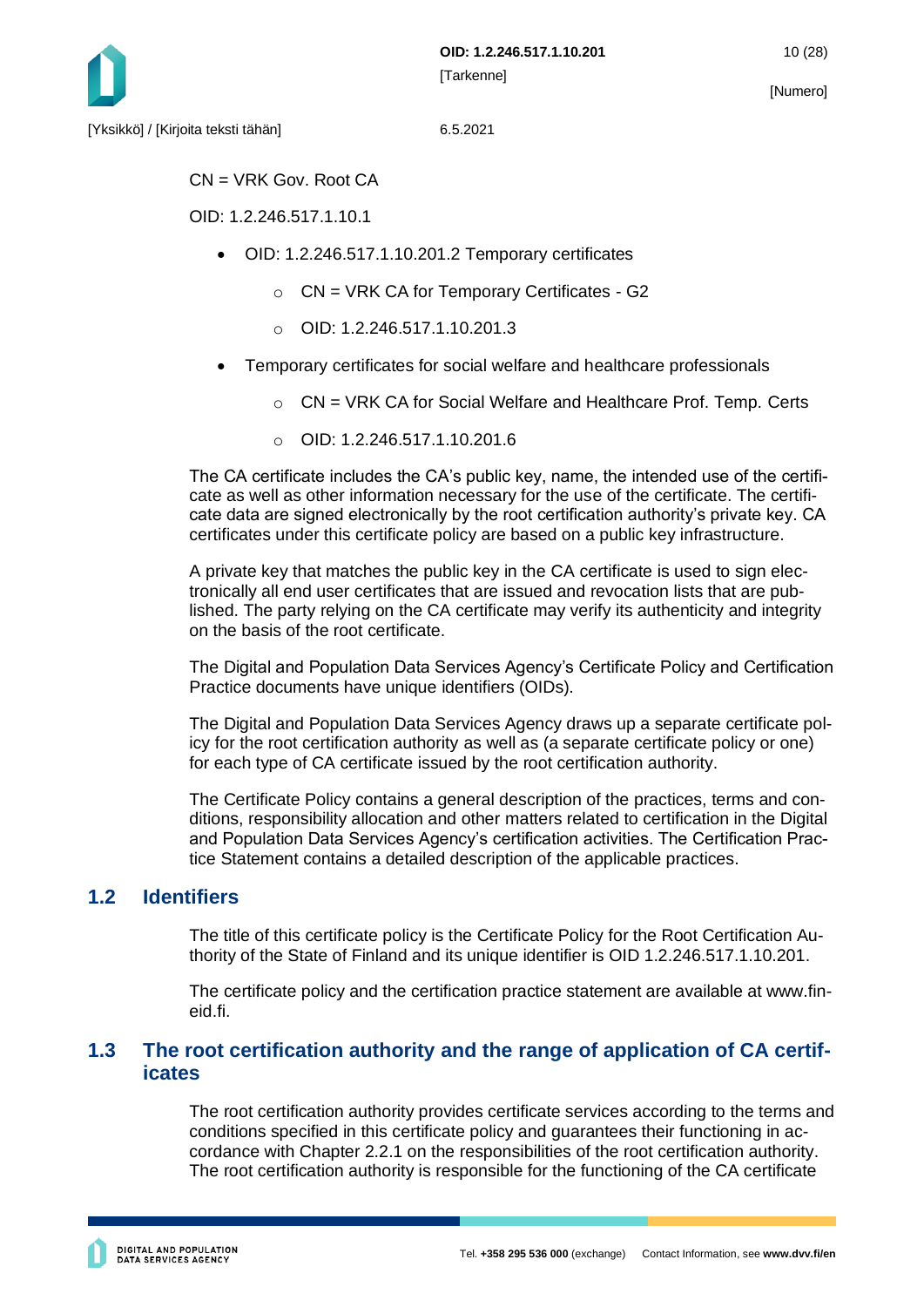CN = VRK Gov. Root CA

OID: 1.2.246.517.1.10.1

- OID: 1.2.246.517.1.10.201.2 Temporary certificates
  - CN = VRK CA for Temporary Certificates - G2
  - OID: 1.2.246.517.1.10.201.3
- Temporary certificates for social welfare and healthcare professionals
  - CN = VRK CA for Social Welfare and Healthcare Prof. Temp. Certs
  - OID: 1.2.246.517.1.10.201.6

The CA certificate includes the CA's public key, name, the intended use of the certificate as well as other information necessary for the use of the certificate. The certificate data are signed electronically by the root certification authority's private key. CA certificates under this certificate policy are based on a public key infrastructure.

A private key that matches the public key in the CA certificate is used to sign electronically all end user certificates that are issued and revocation lists that are published. The party relying on the CA certificate may verify its authenticity and integrity on the basis of the root certificate.

The Digital and Population Data Services Agency's Certificate Policy and Certification Practice documents have unique identifiers (OIDs).

The Digital and Population Data Services Agency draws up a separate certificate policy for the root certification authority as well as (a separate certificate policy or one) for each type of CA certificate issued by the root certification authority.

The Certificate Policy contains a general description of the practices, terms and conditions, responsibility allocation and other matters related to certification in the Digital and Population Data Services Agency's certification activities. The Certification Practice Statement contains a detailed description of the applicable practices.

## 1.2 Identifiers

The title of this certificate policy is the Certificate Policy for the Root Certification Authority of the State of Finland and its unique identifier is OID 1.2.246.517.1.10.201.

The certificate policy and the certification practice statement are available at www.fineid.fi.

## 1.3 The root certification authority and the range of application of CA certificates

The root certification authority provides certificate services according to the terms and conditions specified in this certificate policy and guarantees their functioning in accordance with Chapter 2.2.1 on the responsibilities of the root certification authority. The root certification authority is responsible for the functioning of the CA certificate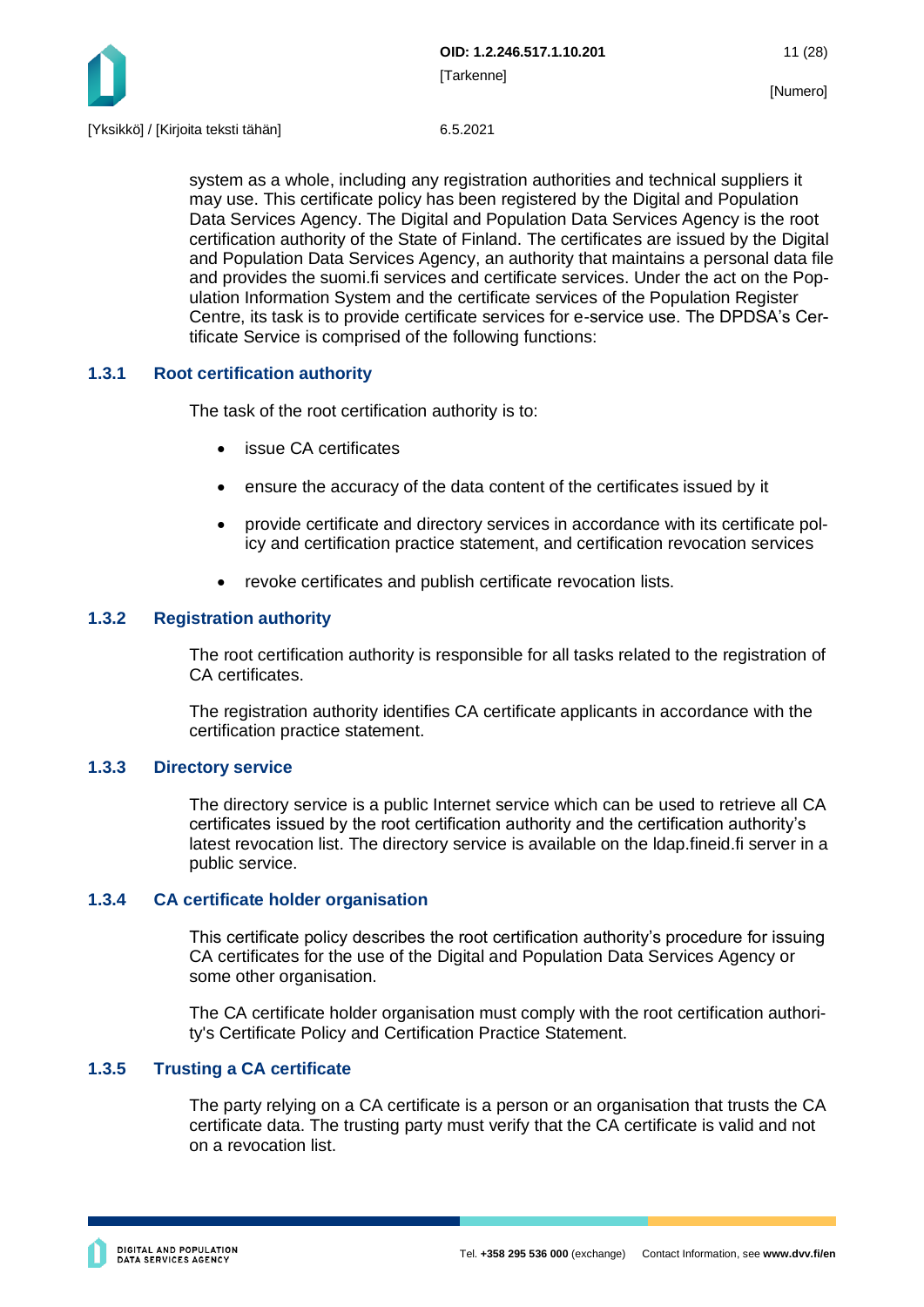system as a whole, including any registration authorities and technical suppliers it may use. This certificate policy has been registered by the Digital and Population Data Services Agency. The Digital and Population Data Services Agency is the root certification authority of the State of Finland. The certificates are issued by the Digital and Population Data Services Agency, an authority that maintains a personal data file and provides the suomi.fi services and certificate services. Under the act on the Population Information System and the certificate services of the Population Register Centre, its task is to provide certificate services for e-service use. The DPDSA's Certificate Service is comprised of the following functions:

### 1.3.1 Root certification authority

The task of the root certification authority is to:

- issue CA certificates
- ensure the accuracy of the data content of the certificates issued by it
- provide certificate and directory services in accordance with its certificate policy and certification practice statement, and certification revocation services
- revoke certificates and publish certificate revocation lists.

### 1.3.2 Registration authority

The root certification authority is responsible for all tasks related to the registration of CA certificates.

The registration authority identifies CA certificate applicants in accordance with the certification practice statement.

### 1.3.3 Directory service

The directory service is a public Internet service which can be used to retrieve all CA certificates issued by the root certification authority and the certification authority's latest revocation list. The directory service is available on the ldap.fineid.fi server in a public service.

### 1.3.4 CA certificate holder organisation

This certificate policy describes the root certification authority's procedure for issuing CA certificates for the use of the Digital and Population Data Services Agency or some other organisation.

The CA certificate holder organisation must comply with the root certification authority's Certificate Policy and Certification Practice Statement.

### 1.3.5 Trusting a CA certificate

The party relying on a CA certificate is a person or an organisation that trusts the CA certificate data. The trusting party must verify that the CA certificate is valid and not on a revocation list.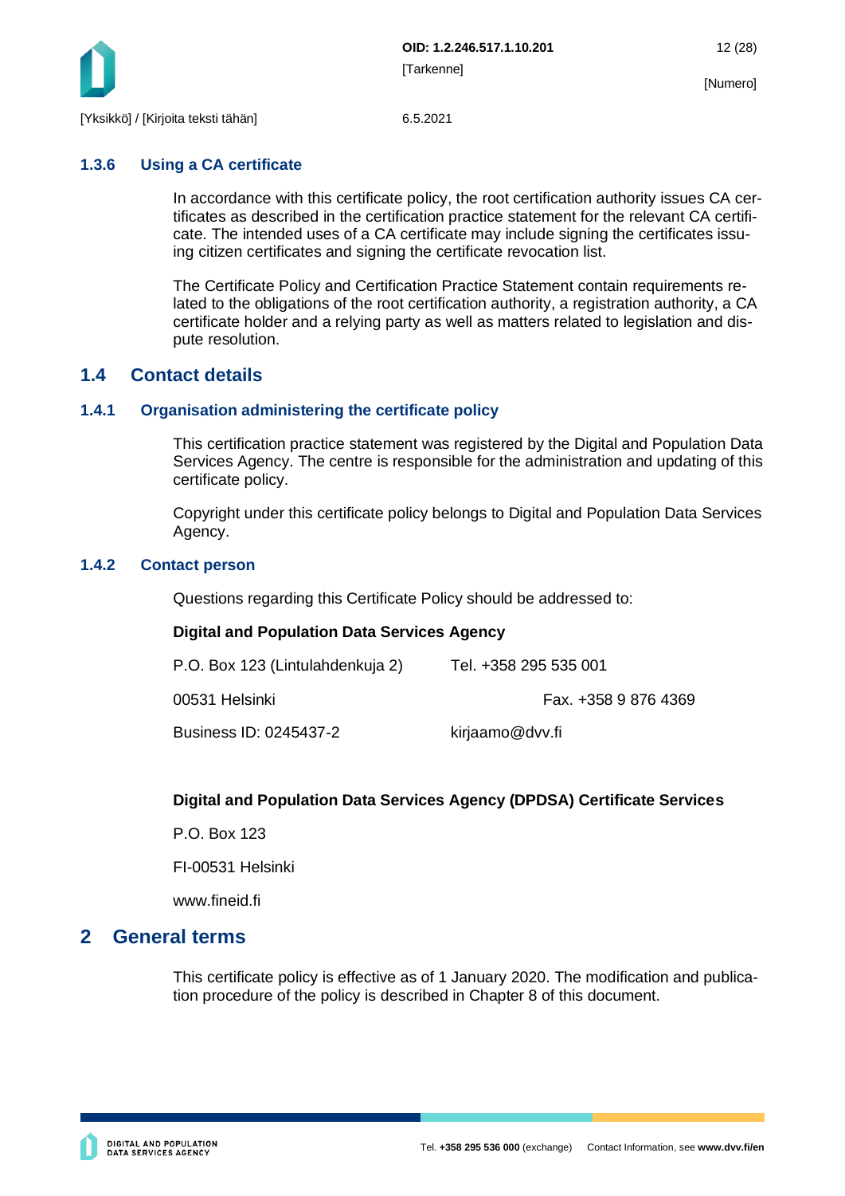### 1.3.6 Using a CA certificate

In accordance with this certificate policy, the root certification authority issues CA certificates as described in the certification practice statement for the relevant CA certificate. The intended uses of a CA certificate may include signing the certificates issuing citizen certificates and signing the certificate revocation list.

The Certificate Policy and Certification Practice Statement contain requirements related to the obligations of the root certification authority, a registration authority, a CA certificate holder and a relying party as well as matters related to legislation and dispute resolution.

## 1.4 Contact details

### 1.4.1 Organisation administering the certificate policy

This certification practice statement was registered by the Digital and Population Data Services Agency. The centre is responsible for the administration and updating of this certificate policy.

Copyright under this certificate policy belongs to Digital and Population Data Services Agency.

### 1.4.2 Contact person

Questions regarding this Certificate Policy should be addressed to:

**Digital and Population Data Services Agency**

P.O. Box 123 (Lintulahdenkuja 2) Tel. +358 295 535 001

00531 Helsinki Fax. +358 9 876 4369

Business ID: 0245437-2 kirjaamo@dvv.fi

**Digital and Population Data Services Agency (DPDSA) Certificate Services**

P.O. Box 123

FI-00531 Helsinki

www.fineid.fi

# 2 General terms

This certificate policy is effective as of 1 January 2020. The modification and publication procedure of the policy is described in Chapter 8 of this document.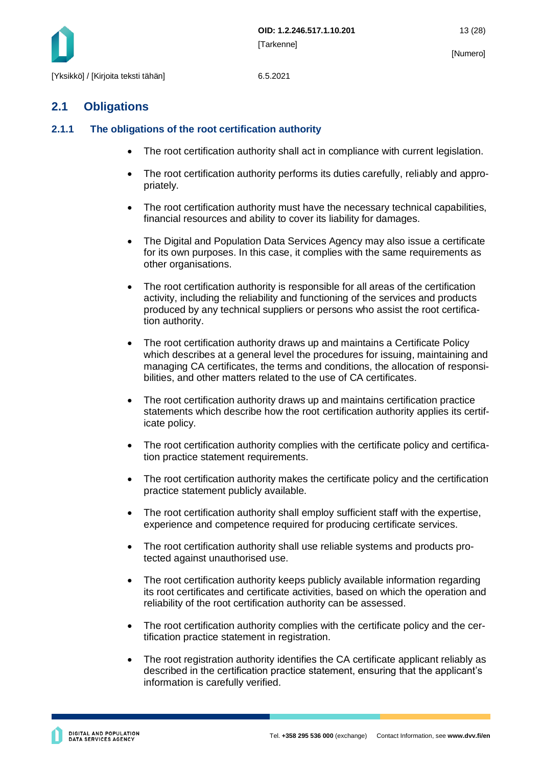## 2.1 Obligations

### 2.1.1 The obligations of the root certification authority

- The root certification authority shall act in compliance with current legislation.
- The root certification authority performs its duties carefully, reliably and appropriately.
- The root certification authority must have the necessary technical capabilities, financial resources and ability to cover its liability for damages.
- The Digital and Population Data Services Agency may also issue a certificate for its own purposes. In this case, it complies with the same requirements as other organisations.
- The root certification authority is responsible for all areas of the certification activity, including the reliability and functioning of the services and products produced by any technical suppliers or persons who assist the root certification authority.
- The root certification authority draws up and maintains a Certificate Policy which describes at a general level the procedures for issuing, maintaining and managing CA certificates, the terms and conditions, the allocation of responsibilities, and other matters related to the use of CA certificates.
- The root certification authority draws up and maintains certification practice statements which describe how the root certification authority applies its certificate policy.
- The root certification authority complies with the certificate policy and certification practice statement requirements.
- The root certification authority makes the certificate policy and the certification practice statement publicly available.
- The root certification authority shall employ sufficient staff with the expertise, experience and competence required for producing certificate services.
- The root certification authority shall use reliable systems and products protected against unauthorised use.
- The root certification authority keeps publicly available information regarding its root certificates and certificate activities, based on which the operation and reliability of the root certification authority can be assessed.
- The root certification authority complies with the certificate policy and the certification practice statement in registration.
- The root registration authority identifies the CA certificate applicant reliably as described in the certification practice statement, ensuring that the applicant's information is carefully verified.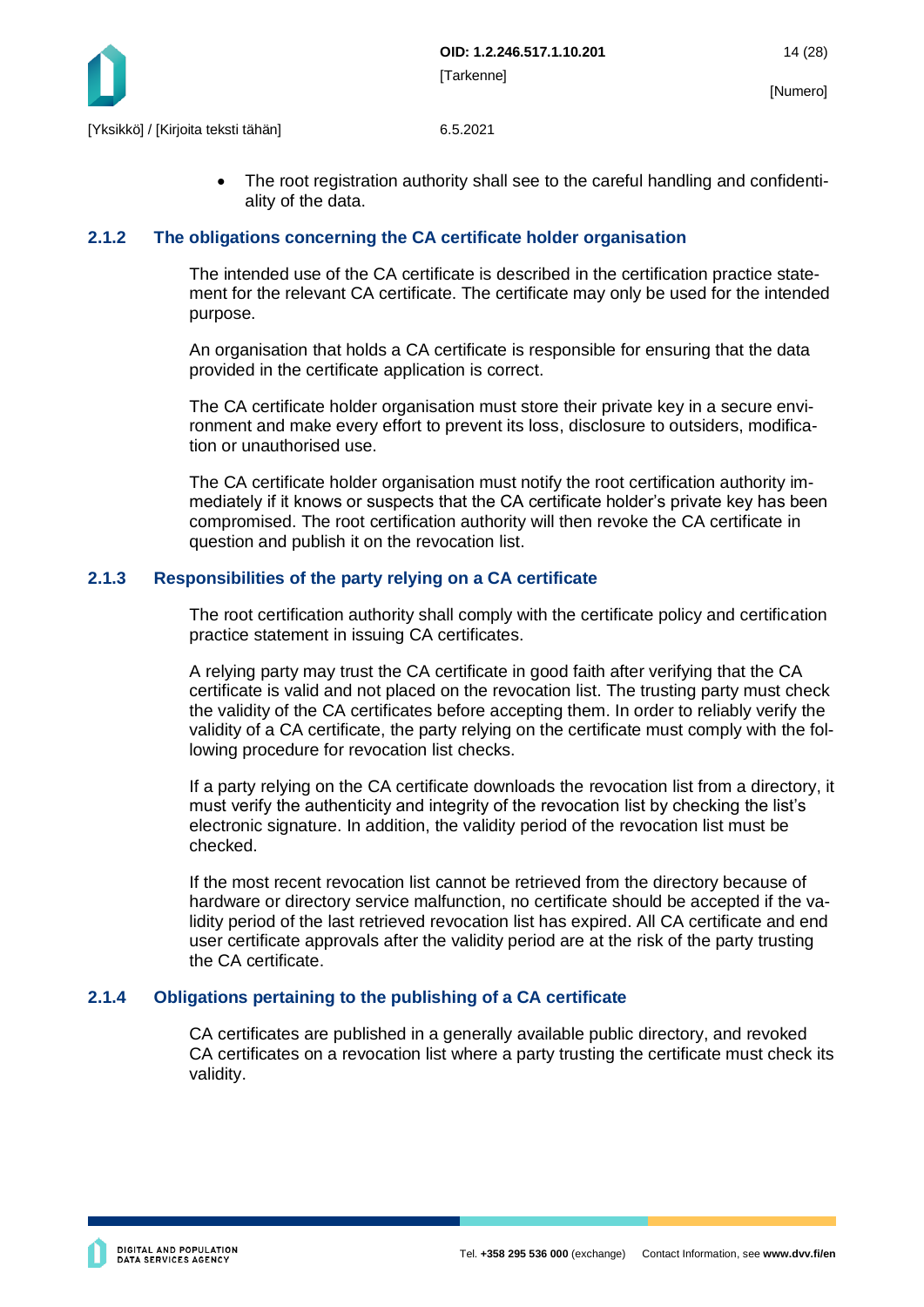- The root registration authority shall see to the careful handling and confidentiality of the data.

### 2.1.2 The obligations concerning the CA certificate holder organisation

The intended use of the CA certificate is described in the certification practice statement for the relevant CA certificate. The certificate may only be used for the intended purpose.

An organisation that holds a CA certificate is responsible for ensuring that the data provided in the certificate application is correct.

The CA certificate holder organisation must store their private key in a secure environment and make every effort to prevent its loss, disclosure to outsiders, modification or unauthorised use.

The CA certificate holder organisation must notify the root certification authority immediately if it knows or suspects that the CA certificate holder's private key has been compromised. The root certification authority will then revoke the CA certificate in question and publish it on the revocation list.

### 2.1.3 Responsibilities of the party relying on a CA certificate

The root certification authority shall comply with the certificate policy and certification practice statement in issuing CA certificates.

A relying party may trust the CA certificate in good faith after verifying that the CA certificate is valid and not placed on the revocation list. The trusting party must check the validity of the CA certificates before accepting them. In order to reliably verify the validity of a CA certificate, the party relying on the certificate must comply with the following procedure for revocation list checks.

If a party relying on the CA certificate downloads the revocation list from a directory, it must verify the authenticity and integrity of the revocation list by checking the list's electronic signature. In addition, the validity period of the revocation list must be checked.

If the most recent revocation list cannot be retrieved from the directory because of hardware or directory service malfunction, no certificate should be accepted if the validity period of the last retrieved revocation list has expired. All CA certificate and end user certificate approvals after the validity period are at the risk of the party trusting the CA certificate.

### 2.1.4 Obligations pertaining to the publishing of a CA certificate

CA certificates are published in a generally available public directory, and revoked CA certificates on a revocation list where a party trusting the certificate must check its validity.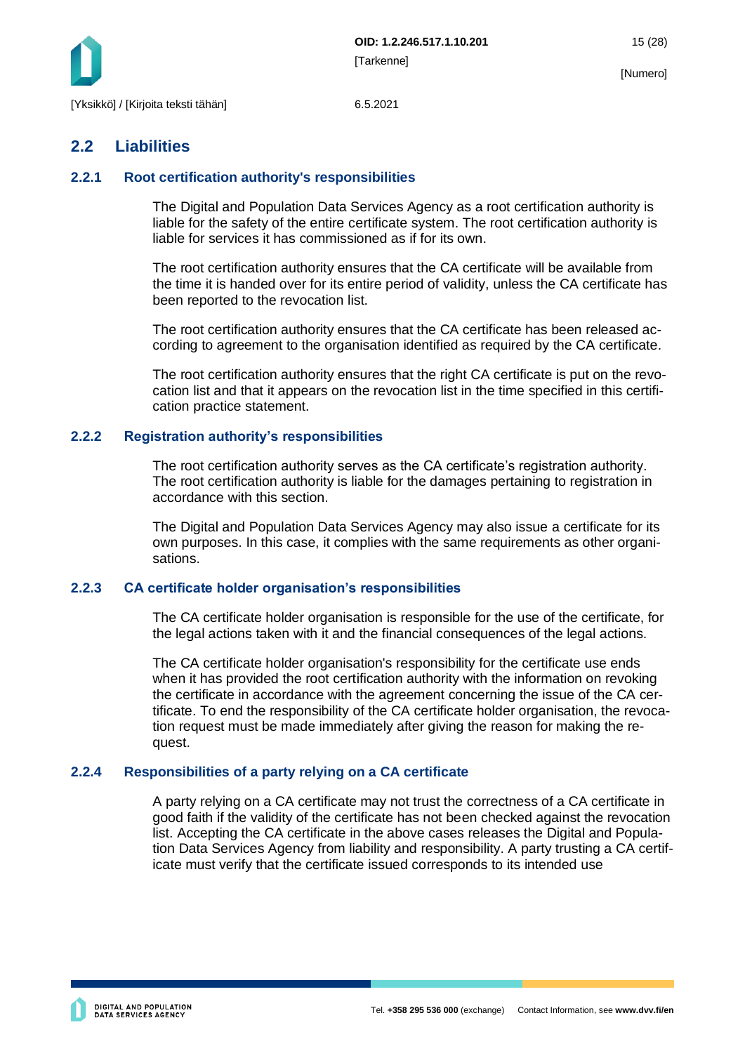## 2.2 Liabilities

### 2.2.1 Root certification authority's responsibilities

The Digital and Population Data Services Agency as a root certification authority is liable for the safety of the entire certificate system. The root certification authority is liable for services it has commissioned as if for its own.

The root certification authority ensures that the CA certificate will be available from the time it is handed over for its entire period of validity, unless the CA certificate has been reported to the revocation list.

The root certification authority ensures that the CA certificate has been released according to agreement to the organisation identified as required by the CA certificate.

The root certification authority ensures that the right CA certificate is put on the revocation list and that it appears on the revocation list in the time specified in this certification practice statement.

### 2.2.2 Registration authority's responsibilities

The root certification authority serves as the CA certificate's registration authority. The root certification authority is liable for the damages pertaining to registration in accordance with this section.

The Digital and Population Data Services Agency may also issue a certificate for its own purposes. In this case, it complies with the same requirements as other organisations.

### 2.2.3 CA certificate holder organisation's responsibilities

The CA certificate holder organisation is responsible for the use of the certificate, for the legal actions taken with it and the financial consequences of the legal actions.

The CA certificate holder organisation's responsibility for the certificate use ends when it has provided the root certification authority with the information on revoking the certificate in accordance with the agreement concerning the issue of the CA certificate. To end the responsibility of the CA certificate holder organisation, the revocation request must be made immediately after giving the reason for making the request.

### 2.2.4 Responsibilities of a party relying on a CA certificate

A party relying on a CA certificate may not trust the correctness of a CA certificate in good faith if the validity of the certificate has not been checked against the revocation list. Accepting the CA certificate in the above cases releases the Digital and Population Data Services Agency from liability and responsibility. A party trusting a CA certificate must verify that the certificate issued corresponds to its intended use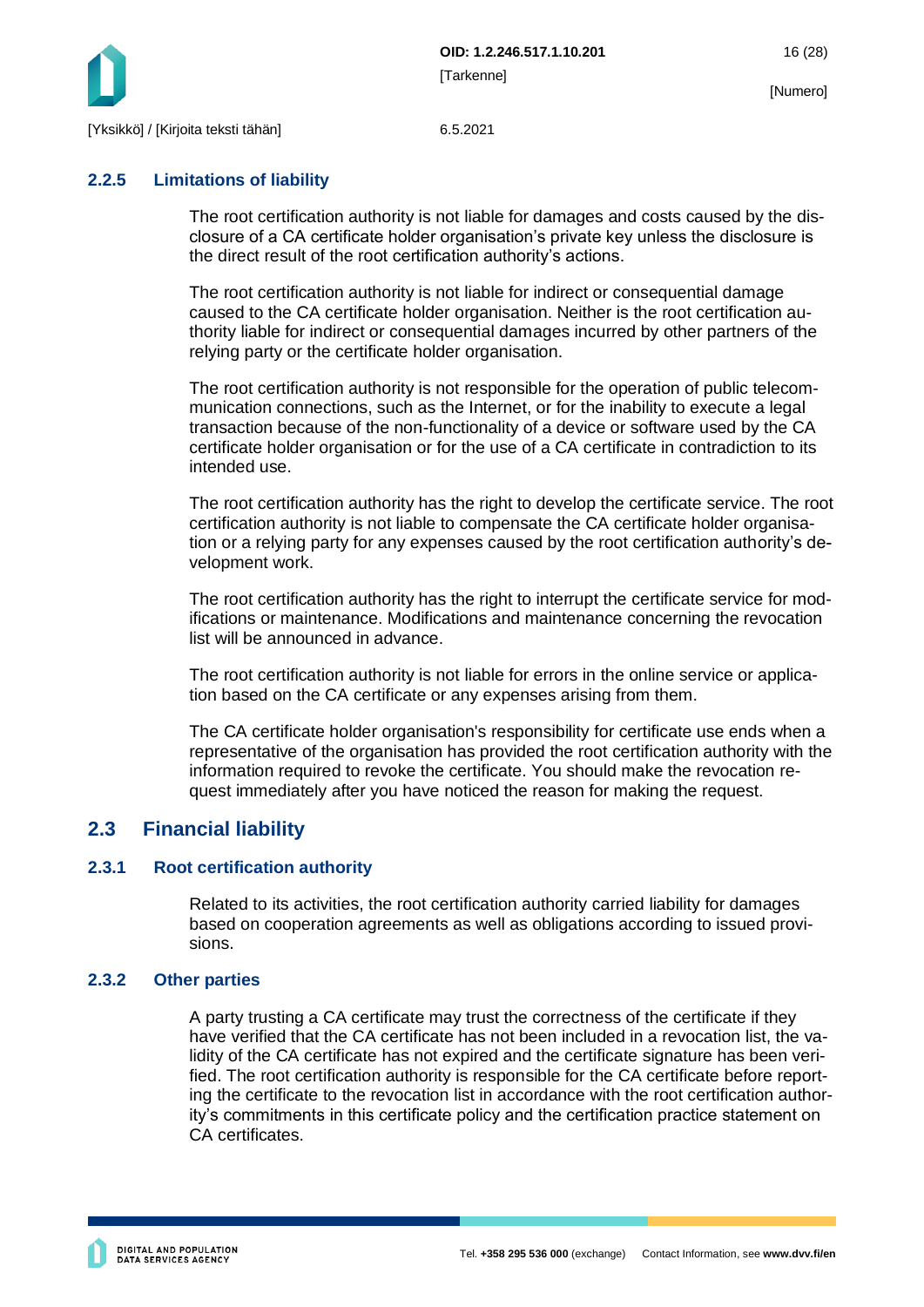### 2.2.5 Limitations of liability

The root certification authority is not liable for damages and costs caused by the disclosure of a CA certificate holder organisation's private key unless the disclosure is the direct result of the root certification authority's actions.

The root certification authority is not liable for indirect or consequential damage caused to the CA certificate holder organisation. Neither is the root certification authority liable for indirect or consequential damages incurred by other partners of the relying party or the certificate holder organisation.

The root certification authority is not responsible for the operation of public telecommunication connections, such as the Internet, or for the inability to execute a legal transaction because of the non-functionality of a device or software used by the CA certificate holder organisation or for the use of a CA certificate in contradiction to its intended use.

The root certification authority has the right to develop the certificate service. The root certification authority is not liable to compensate the CA certificate holder organisation or a relying party for any expenses caused by the root certification authority's development work.

The root certification authority has the right to interrupt the certificate service for modifications or maintenance. Modifications and maintenance concerning the revocation list will be announced in advance.

The root certification authority is not liable for errors in the online service or application based on the CA certificate or any expenses arising from them.

The CA certificate holder organisation's responsibility for certificate use ends when a representative of the organisation has provided the root certification authority with the information required to revoke the certificate. You should make the revocation request immediately after you have noticed the reason for making the request.

## 2.3 Financial liability

### 2.3.1 Root certification authority

Related to its activities, the root certification authority carried liability for damages based on cooperation agreements as well as obligations according to issued provisions.

### 2.3.2 Other parties

A party trusting a CA certificate may trust the correctness of the certificate if they have verified that the CA certificate has not been included in a revocation list, the validity of the CA certificate has not expired and the certificate signature has been verified. The root certification authority is responsible for the CA certificate before reporting the certificate to the revocation list in accordance with the root certification authority's commitments in this certificate policy and the certification practice statement on CA certificates.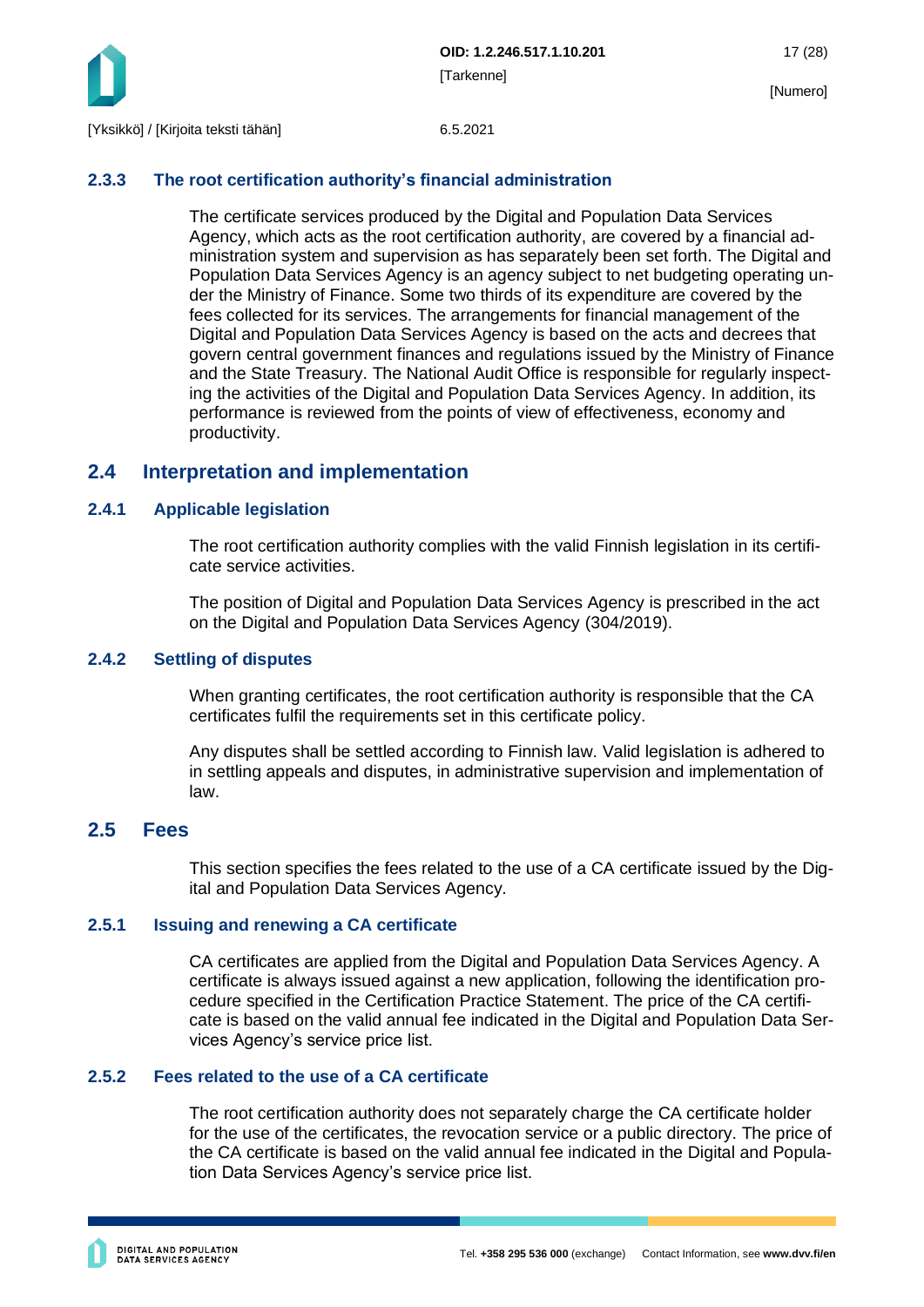### 2.3.3 The root certification authority's financial administration

The certificate services produced by the Digital and Population Data Services Agency, which acts as the root certification authority, are covered by a financial administration system and supervision as has separately been set forth. The Digital and Population Data Services Agency is an agency subject to net budgeting operating under the Ministry of Finance. Some two thirds of its expenditure are covered by the fees collected for its services. The arrangements for financial management of the Digital and Population Data Services Agency is based on the acts and decrees that govern central government finances and regulations issued by the Ministry of Finance and the State Treasury. The National Audit Office is responsible for regularly inspecting the activities of the Digital and Population Data Services Agency. In addition, its performance is reviewed from the points of view of effectiveness, economy and productivity.

## 2.4 Interpretation and implementation

### 2.4.1 Applicable legislation

The root certification authority complies with the valid Finnish legislation in its certificate service activities.

The position of Digital and Population Data Services Agency is prescribed in the act on the Digital and Population Data Services Agency (304/2019).

### 2.4.2 Settling of disputes

When granting certificates, the root certification authority is responsible that the CA certificates fulfil the requirements set in this certificate policy.

Any disputes shall be settled according to Finnish law. Valid legislation is adhered to in settling appeals and disputes, in administrative supervision and implementation of law.

## 2.5 Fees

This section specifies the fees related to the use of a CA certificate issued by the Digital and Population Data Services Agency.

### 2.5.1 Issuing and renewing a CA certificate

CA certificates are applied from the Digital and Population Data Services Agency. A certificate is always issued against a new application, following the identification procedure specified in the Certification Practice Statement. The price of the CA certificate is based on the valid annual fee indicated in the Digital and Population Data Services Agency's service price list.

### 2.5.2 Fees related to the use of a CA certificate

The root certification authority does not separately charge the CA certificate holder for the use of the certificates, the revocation service or a public directory. The price of the CA certificate is based on the valid annual fee indicated in the Digital and Population Data Services Agency's service price list.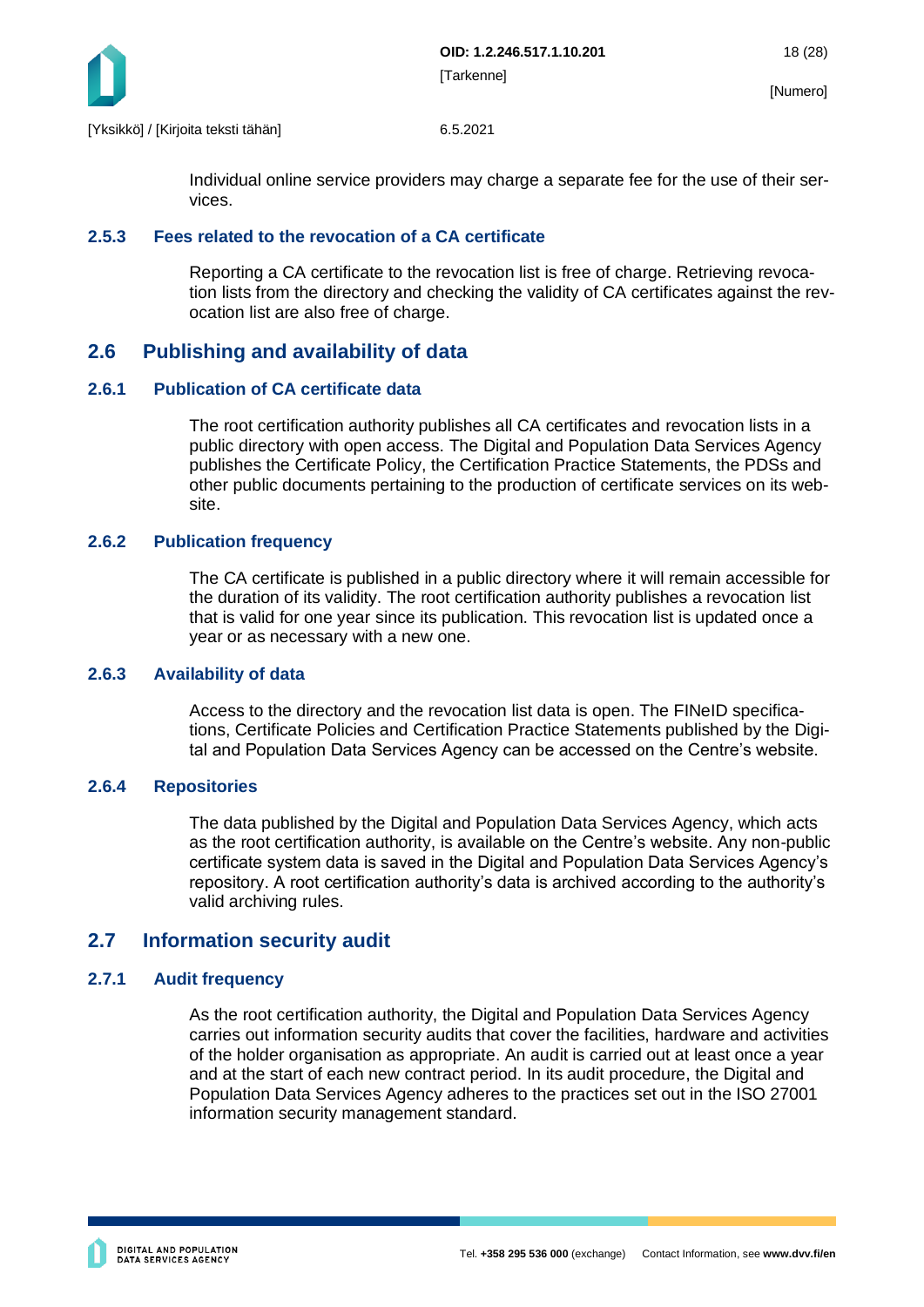Individual online service providers may charge a separate fee for the use of their services.

### 2.5.3 Fees related to the revocation of a CA certificate

Reporting a CA certificate to the revocation list is free of charge. Retrieving revocation lists from the directory and checking the validity of CA certificates against the revocation list are also free of charge.

## 2.6 Publishing and availability of data

### 2.6.1 Publication of CA certificate data

The root certification authority publishes all CA certificates and revocation lists in a public directory with open access. The Digital and Population Data Services Agency publishes the Certificate Policy, the Certification Practice Statements, the PDSs and other public documents pertaining to the production of certificate services on its website.

### 2.6.2 Publication frequency

The CA certificate is published in a public directory where it will remain accessible for the duration of its validity. The root certification authority publishes a revocation list that is valid for one year since its publication. This revocation list is updated once a year or as necessary with a new one.

### 2.6.3 Availability of data

Access to the directory and the revocation list data is open. The FINeID specifications, Certificate Policies and Certification Practice Statements published by the Digital and Population Data Services Agency can be accessed on the Centre's website.

### 2.6.4 Repositories

The data published by the Digital and Population Data Services Agency, which acts as the root certification authority, is available on the Centre's website. Any non-public certificate system data is saved in the Digital and Population Data Services Agency's repository. A root certification authority's data is archived according to the authority's valid archiving rules.

## 2.7 Information security audit

### 2.7.1 Audit frequency

As the root certification authority, the Digital and Population Data Services Agency carries out information security audits that cover the facilities, hardware and activities of the holder organisation as appropriate. An audit is carried out at least once a year and at the start of each new contract period. In its audit procedure, the Digital and Population Data Services Agency adheres to the practices set out in the ISO 27001 information security management standard.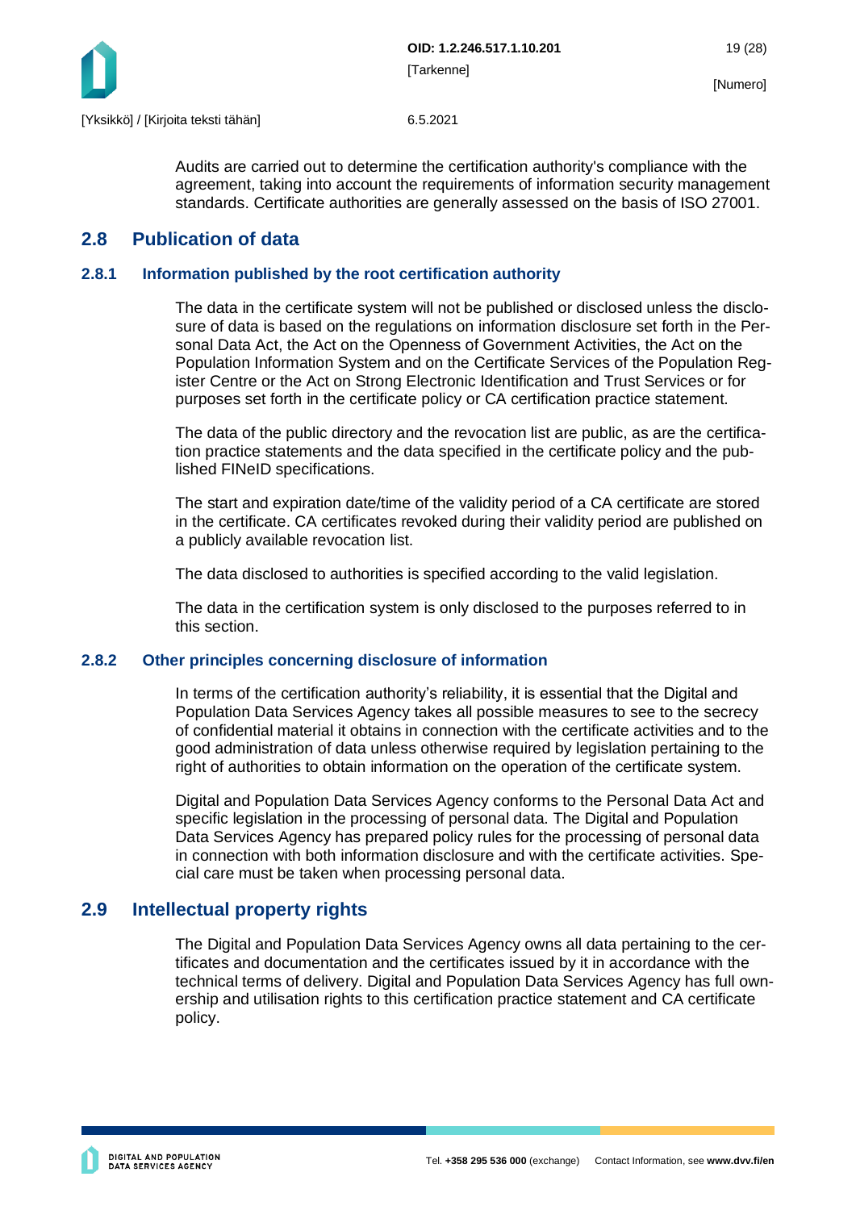Audits are carried out to determine the certification authority's compliance with the agreement, taking into account the requirements of information security management standards. Certificate authorities are generally assessed on the basis of ISO 27001.

## 2.8 Publication of data

### 2.8.1 Information published by the root certification authority

The data in the certificate system will not be published or disclosed unless the disclosure of data is based on the regulations on information disclosure set forth in the Personal Data Act, the Act on the Openness of Government Activities, the Act on the Population Information System and on the Certificate Services of the Population Register Centre or the Act on Strong Electronic Identification and Trust Services or for purposes set forth in the certificate policy or CA certification practice statement.

The data of the public directory and the revocation list are public, as are the certification practice statements and the data specified in the certificate policy and the published FINeID specifications.

The start and expiration date/time of the validity period of a CA certificate are stored in the certificate. CA certificates revoked during their validity period are published on a publicly available revocation list.

The data disclosed to authorities is specified according to the valid legislation.

The data in the certification system is only disclosed to the purposes referred to in this section.

### 2.8.2 Other principles concerning disclosure of information

In terms of the certification authority's reliability, it is essential that the Digital and Population Data Services Agency takes all possible measures to see to the secrecy of confidential material it obtains in connection with the certificate activities and to the good administration of data unless otherwise required by legislation pertaining to the right of authorities to obtain information on the operation of the certificate system.

Digital and Population Data Services Agency conforms to the Personal Data Act and specific legislation in the processing of personal data. The Digital and Population Data Services Agency has prepared policy rules for the processing of personal data in connection with both information disclosure and with the certificate activities. Special care must be taken when processing personal data.

## 2.9 Intellectual property rights

The Digital and Population Data Services Agency owns all data pertaining to the certificates and documentation and the certificates issued by it in accordance with the technical terms of delivery. Digital and Population Data Services Agency has full ownership and utilisation rights to this certification practice statement and CA certificate policy.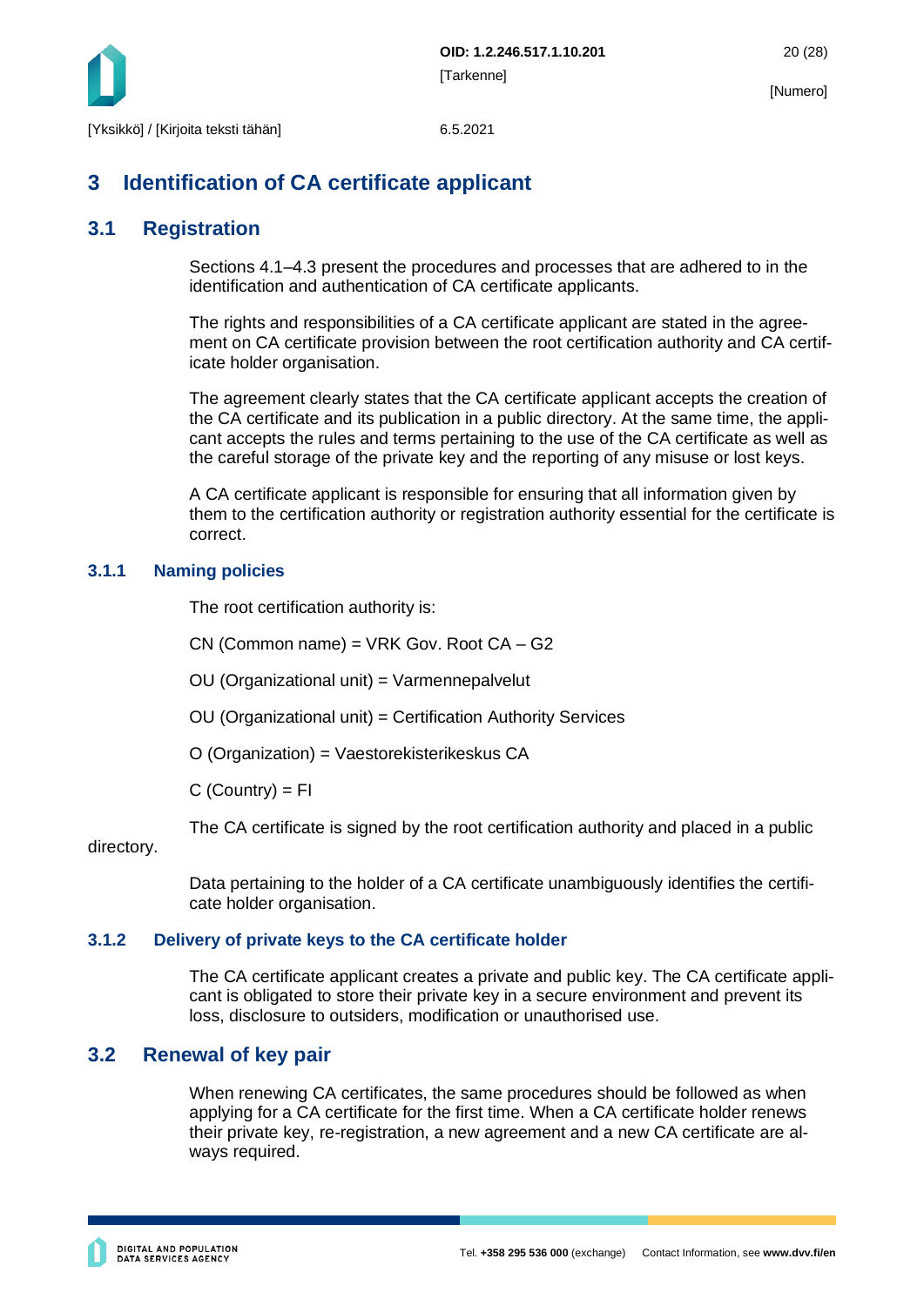# 3 Identification of CA certificate applicant

## 3.1 Registration

Sections 4.1–4.3 present the procedures and processes that are adhered to in the identification and authentication of CA certificate applicants.

The rights and responsibilities of a CA certificate applicant are stated in the agreement on CA certificate provision between the root certification authority and CA certificate holder organisation.

The agreement clearly states that the CA certificate applicant accepts the creation of the CA certificate and its publication in a public directory. At the same time, the applicant accepts the rules and terms pertaining to the use of the CA certificate as well as the careful storage of the private key and the reporting of any misuse or lost keys.

A CA certificate applicant is responsible for ensuring that all information given by them to the certification authority or registration authority essential for the certificate is correct.

### 3.1.1 Naming policies

The root certification authority is:

CN (Common name) = VRK Gov. Root CA – G2

OU (Organizational unit) = Varmennepalvelut

OU (Organizational unit) = Certification Authority Services

O (Organization) = Vaestorekisterikeskus CA

C (Country) = FI

The CA certificate is signed by the root certification authority and placed in a public directory.

Data pertaining to the holder of a CA certificate unambiguously identifies the certificate holder organisation.

### 3.1.2 Delivery of private keys to the CA certificate holder

The CA certificate applicant creates a private and public key. The CA certificate applicant is obligated to store their private key in a secure environment and prevent its loss, disclosure to outsiders, modification or unauthorised use.

## 3.2 Renewal of key pair

When renewing CA certificates, the same procedures should be followed as when applying for a CA certificate for the first time. When a CA certificate holder renews their private key, re-registration, a new agreement and a new CA certificate are always required.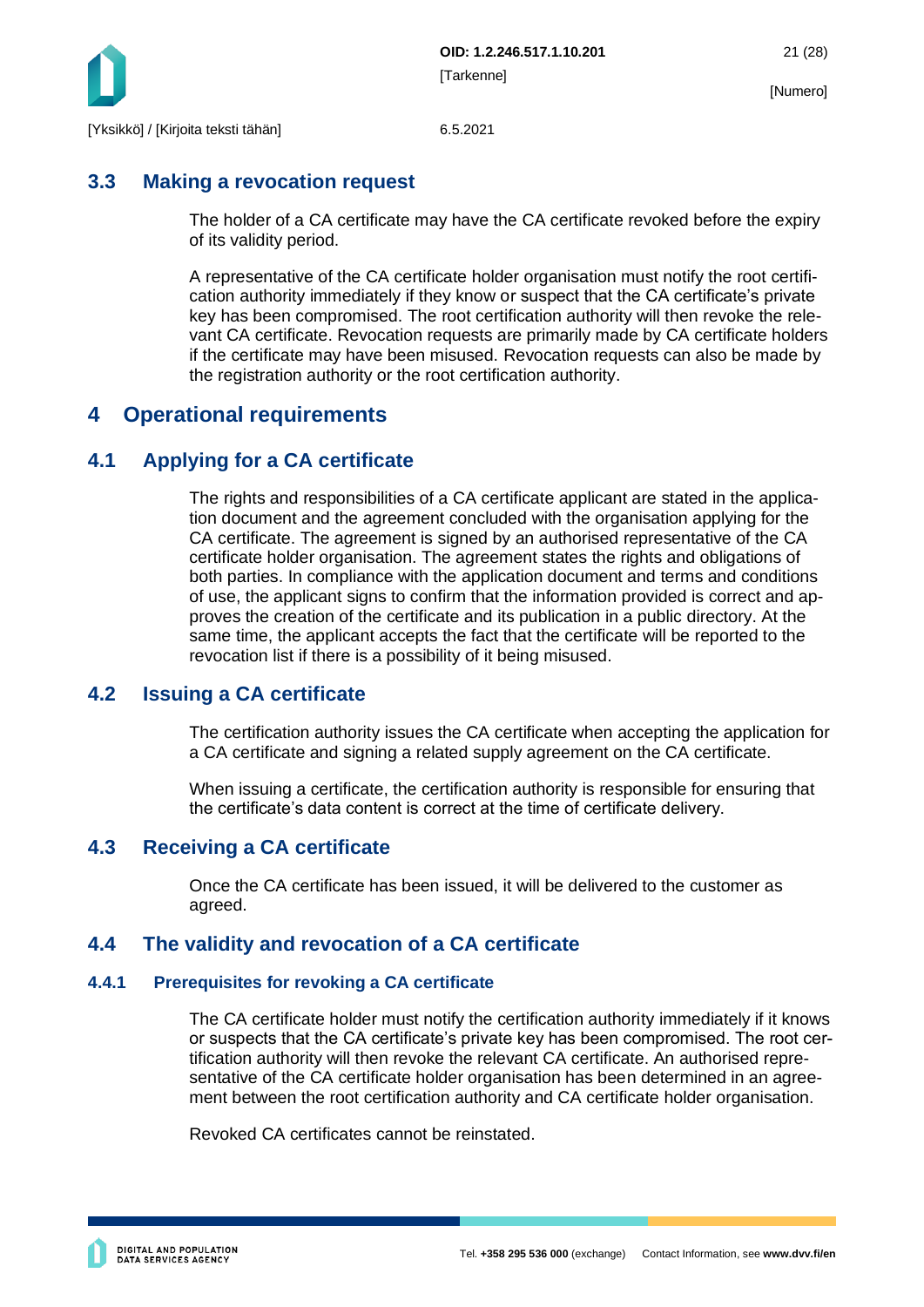## 3.3 Making a revocation request

The holder of a CA certificate may have the CA certificate revoked before the expiry of its validity period.

A representative of the CA certificate holder organisation must notify the root certification authority immediately if they know or suspect that the CA certificate's private key has been compromised. The root certification authority will then revoke the relevant CA certificate. Revocation requests are primarily made by CA certificate holders if the certificate may have been misused. Revocation requests can also be made by the registration authority or the root certification authority.

# 4 Operational requirements

## 4.1 Applying for a CA certificate

The rights and responsibilities of a CA certificate applicant are stated in the application document and the agreement concluded with the organisation applying for the CA certificate. The agreement is signed by an authorised representative of the CA certificate holder organisation. The agreement states the rights and obligations of both parties. In compliance with the application document and terms and conditions of use, the applicant signs to confirm that the information provided is correct and approves the creation of the certificate and its publication in a public directory. At the same time, the applicant accepts the fact that the certificate will be reported to the revocation list if there is a possibility of it being misused.

## 4.2 Issuing a CA certificate

The certification authority issues the CA certificate when accepting the application for a CA certificate and signing a related supply agreement on the CA certificate.

When issuing a certificate, the certification authority is responsible for ensuring that the certificate's data content is correct at the time of certificate delivery.

## 4.3 Receiving a CA certificate

Once the CA certificate has been issued, it will be delivered to the customer as agreed.

## 4.4 The validity and revocation of a CA certificate

### 4.4.1 Prerequisites for revoking a CA certificate

The CA certificate holder must notify the certification authority immediately if it knows or suspects that the CA certificate's private key has been compromised. The root certification authority will then revoke the relevant CA certificate. An authorised representative of the CA certificate holder organisation has been determined in an agreement between the root certification authority and CA certificate holder organisation.

Revoked CA certificates cannot be reinstated.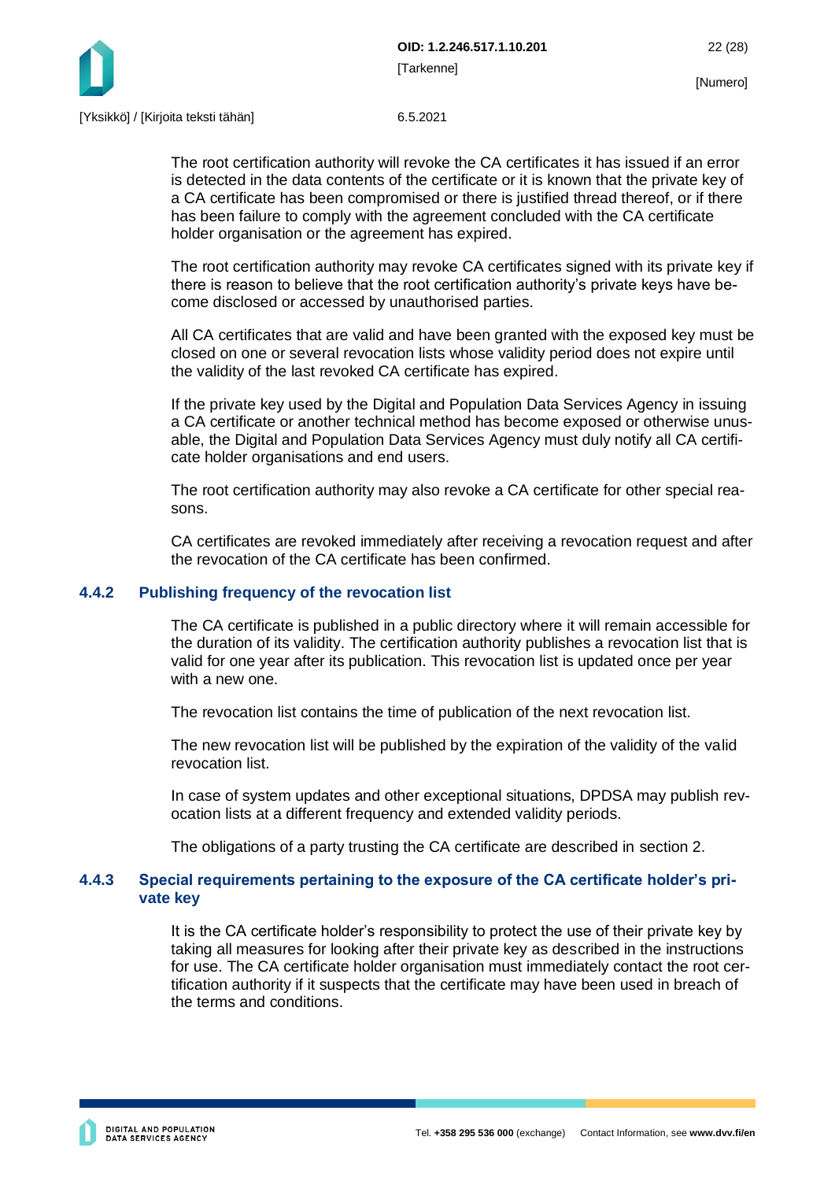The root certification authority will revoke the CA certificates it has issued if an error is detected in the data contents of the certificate or it is known that the private key of a CA certificate has been compromised or there is justified thread thereof, or if there has been failure to comply with the agreement concluded with the CA certificate holder organisation or the agreement has expired.

The root certification authority may revoke CA certificates signed with its private key if there is reason to believe that the root certification authority's private keys have become disclosed or accessed by unauthorised parties.

All CA certificates that are valid and have been granted with the exposed key must be closed on one or several revocation lists whose validity period does not expire until the validity of the last revoked CA certificate has expired.

If the private key used by the Digital and Population Data Services Agency in issuing a CA certificate or another technical method has become exposed or otherwise unusable, the Digital and Population Data Services Agency must duly notify all CA certificate holder organisations and end users.

The root certification authority may also revoke a CA certificate for other special reasons.

CA certificates are revoked immediately after receiving a revocation request and after the revocation of the CA certificate has been confirmed.

### 4.4.2 Publishing frequency of the revocation list

The CA certificate is published in a public directory where it will remain accessible for the duration of its validity. The certification authority publishes a revocation list that is valid for one year after its publication. This revocation list is updated once per year with a new one.

The revocation list contains the time of publication of the next revocation list.

The new revocation list will be published by the expiration of the validity of the valid revocation list.

In case of system updates and other exceptional situations, DPDSA may publish revocation lists at a different frequency and extended validity periods.

The obligations of a party trusting the CA certificate are described in section 2.

### 4.4.3 Special requirements pertaining to the exposure of the CA certificate holder's private key

It is the CA certificate holder's responsibility to protect the use of their private key by taking all measures for looking after their private key as described in the instructions for use. The CA certificate holder organisation must immediately contact the root certification authority if it suspects that the certificate may have been used in breach of the terms and conditions.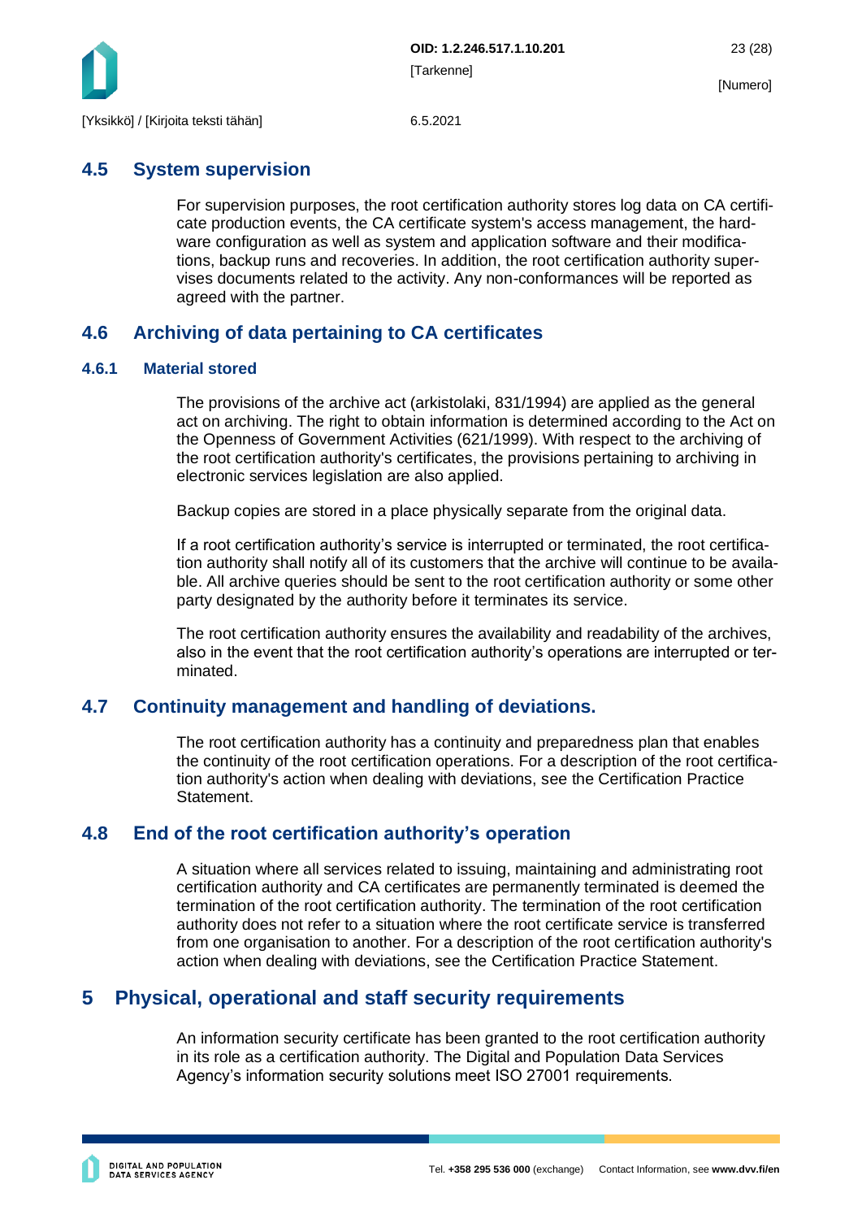## 4.5 System supervision

For supervision purposes, the root certification authority stores log data on CA certificate production events, the CA certificate system's access management, the hardware configuration as well as system and application software and their modifications, backup runs and recoveries. In addition, the root certification authority supervises documents related to the activity. Any non-conformances will be reported as agreed with the partner.

## 4.6 Archiving of data pertaining to CA certificates

### 4.6.1 Material stored

The provisions of the archive act (arkistolaki, 831/1994) are applied as the general act on archiving. The right to obtain information is determined according to the Act on the Openness of Government Activities (621/1999). With respect to the archiving of the root certification authority's certificates, the provisions pertaining to archiving in electronic services legislation are also applied.

Backup copies are stored in a place physically separate from the original data.

If a root certification authority's service is interrupted or terminated, the root certification authority shall notify all of its customers that the archive will continue to be available. All archive queries should be sent to the root certification authority or some other party designated by the authority before it terminates its service.

The root certification authority ensures the availability and readability of the archives, also in the event that the root certification authority's operations are interrupted or terminated.

## 4.7 Continuity management and handling of deviations.

The root certification authority has a continuity and preparedness plan that enables the continuity of the root certification operations. For a description of the root certification authority's action when dealing with deviations, see the Certification Practice Statement.

## 4.8 End of the root certification authority's operation

A situation where all services related to issuing, maintaining and administrating root certification authority and CA certificates are permanently terminated is deemed the termination of the root certification authority. The termination of the root certification authority does not refer to a situation where the root certificate service is transferred from one organisation to another. For a description of the root certification authority's action when dealing with deviations, see the Certification Practice Statement.

# 5 Physical, operational and staff security requirements

An information security certificate has been granted to the root certification authority in its role as a certification authority. The Digital and Population Data Services Agency's information security solutions meet ISO 27001 requirements.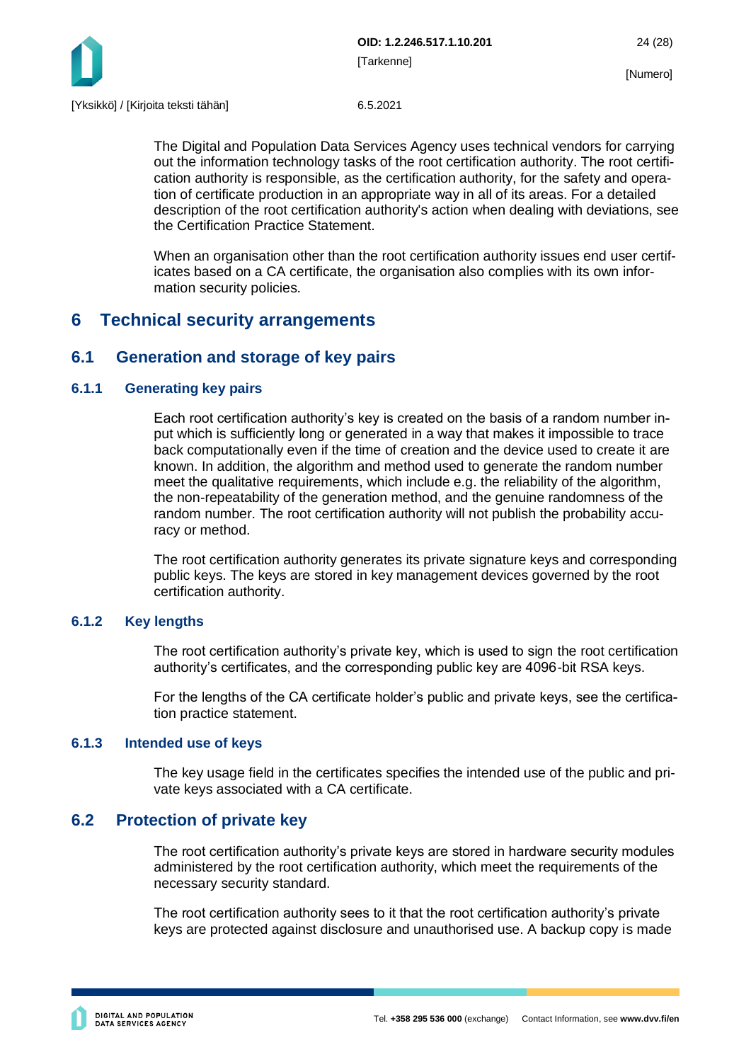The Digital and Population Data Services Agency uses technical vendors for carrying out the information technology tasks of the root certification authority. The root certification authority is responsible, as the certification authority, for the safety and operation of certificate production in an appropriate way in all of its areas. For a detailed description of the root certification authority's action when dealing with deviations, see the Certification Practice Statement.

When an organisation other than the root certification authority issues end user certificates based on a CA certificate, the organisation also complies with its own information security policies.

# 6 Technical security arrangements

## 6.1 Generation and storage of key pairs

### 6.1.1 Generating key pairs

Each root certification authority's key is created on the basis of a random number input which is sufficiently long or generated in a way that makes it impossible to trace back computationally even if the time of creation and the device used to create it are known. In addition, the algorithm and method used to generate the random number meet the qualitative requirements, which include e.g. the reliability of the algorithm, the non-repeatability of the generation method, and the genuine randomness of the random number. The root certification authority will not publish the probability accuracy or method.

The root certification authority generates its private signature keys and corresponding public keys. The keys are stored in key management devices governed by the root certification authority.

### 6.1.2 Key lengths

The root certification authority's private key, which is used to sign the root certification authority's certificates, and the corresponding public key are 4096-bit RSA keys.

For the lengths of the CA certificate holder's public and private keys, see the certification practice statement.

### 6.1.3 Intended use of keys

The key usage field in the certificates specifies the intended use of the public and private keys associated with a CA certificate.

## 6.2 Protection of private key

The root certification authority's private keys are stored in hardware security modules administered by the root certification authority, which meet the requirements of the necessary security standard.

The root certification authority sees to it that the root certification authority's private keys are protected against disclosure and unauthorised use. A backup copy is made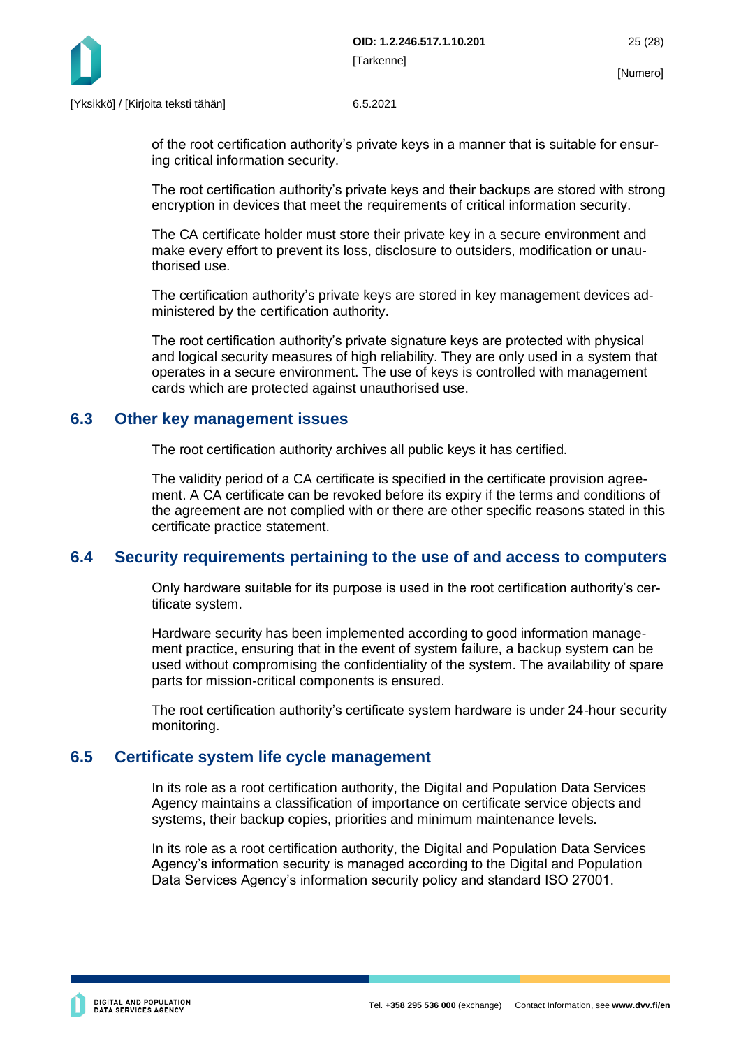of the root certification authority's private keys in a manner that is suitable for ensuring critical information security.

The root certification authority's private keys and their backups are stored with strong encryption in devices that meet the requirements of critical information security.

The CA certificate holder must store their private key in a secure environment and make every effort to prevent its loss, disclosure to outsiders, modification or unauthorised use.

The certification authority's private keys are stored in key management devices administered by the certification authority.

The root certification authority's private signature keys are protected with physical and logical security measures of high reliability. They are only used in a system that operates in a secure environment. The use of keys is controlled with management cards which are protected against unauthorised use.

## 6.3 Other key management issues

The root certification authority archives all public keys it has certified.

The validity period of a CA certificate is specified in the certificate provision agreement. A CA certificate can be revoked before its expiry if the terms and conditions of the agreement are not complied with or there are other specific reasons stated in this certificate practice statement.

## 6.4 Security requirements pertaining to the use of and access to computers

Only hardware suitable for its purpose is used in the root certification authority's certificate system.

Hardware security has been implemented according to good information management practice, ensuring that in the event of system failure, a backup system can be used without compromising the confidentiality of the system. The availability of spare parts for mission-critical components is ensured.

The root certification authority's certificate system hardware is under 24-hour security monitoring.

## 6.5 Certificate system life cycle management

In its role as a root certification authority, the Digital and Population Data Services Agency maintains a classification of importance on certificate service objects and systems, their backup copies, priorities and minimum maintenance levels.

In its role as a root certification authority, the Digital and Population Data Services Agency's information security is managed according to the Digital and Population Data Services Agency's information security policy and standard ISO 27001.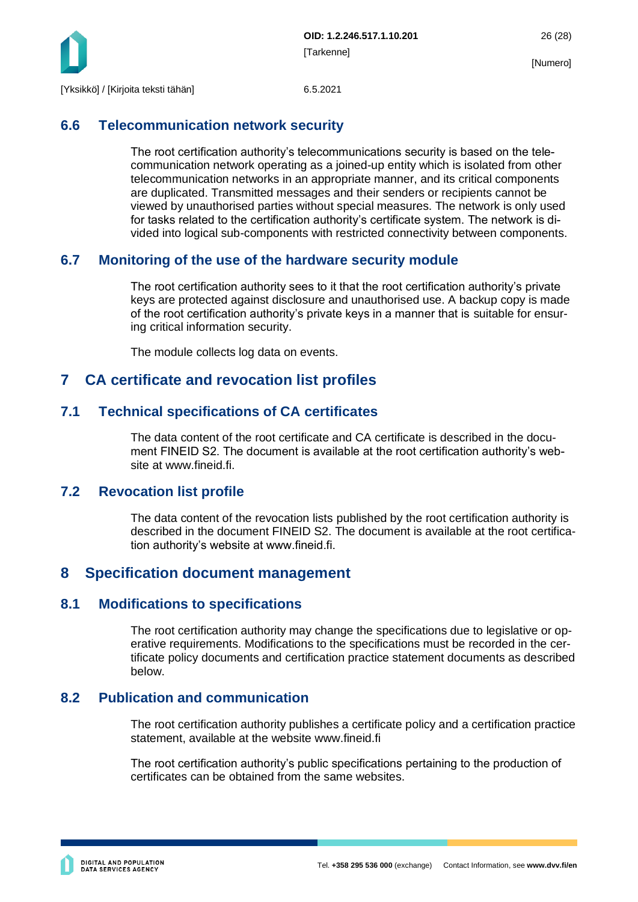## 6.6 Telecommunication network security

The root certification authority's telecommunications security is based on the telecommunication network operating as a joined-up entity which is isolated from other telecommunication networks in an appropriate manner, and its critical components are duplicated. Transmitted messages and their senders or recipients cannot be viewed by unauthorised parties without special measures. The network is only used for tasks related to the certification authority's certificate system. The network is divided into logical sub-components with restricted connectivity between components.

## 6.7 Monitoring of the use of the hardware security module

The root certification authority sees to it that the root certification authority's private keys are protected against disclosure and unauthorised use. A backup copy is made of the root certification authority's private keys in a manner that is suitable for ensuring critical information security.

The module collects log data on events.

# 7 CA certificate and revocation list profiles

## 7.1 Technical specifications of CA certificates

The data content of the root certificate and CA certificate is described in the document FINEID S2. The document is available at the root certification authority's website at www.fineid.fi.

## 7.2 Revocation list profile

The data content of the revocation lists published by the root certification authority is described in the document FINEID S2. The document is available at the root certification authority's website at www.fineid.fi.

# 8 Specification document management

## 8.1 Modifications to specifications

The root certification authority may change the specifications due to legislative or operative requirements. Modifications to the specifications must be recorded in the certificate policy documents and certification practice statement documents as described below.

## 8.2 Publication and communication

The root certification authority publishes a certificate policy and a certification practice statement, available at the website www.fineid.fi

The root certification authority's public specifications pertaining to the production of certificates can be obtained from the same websites.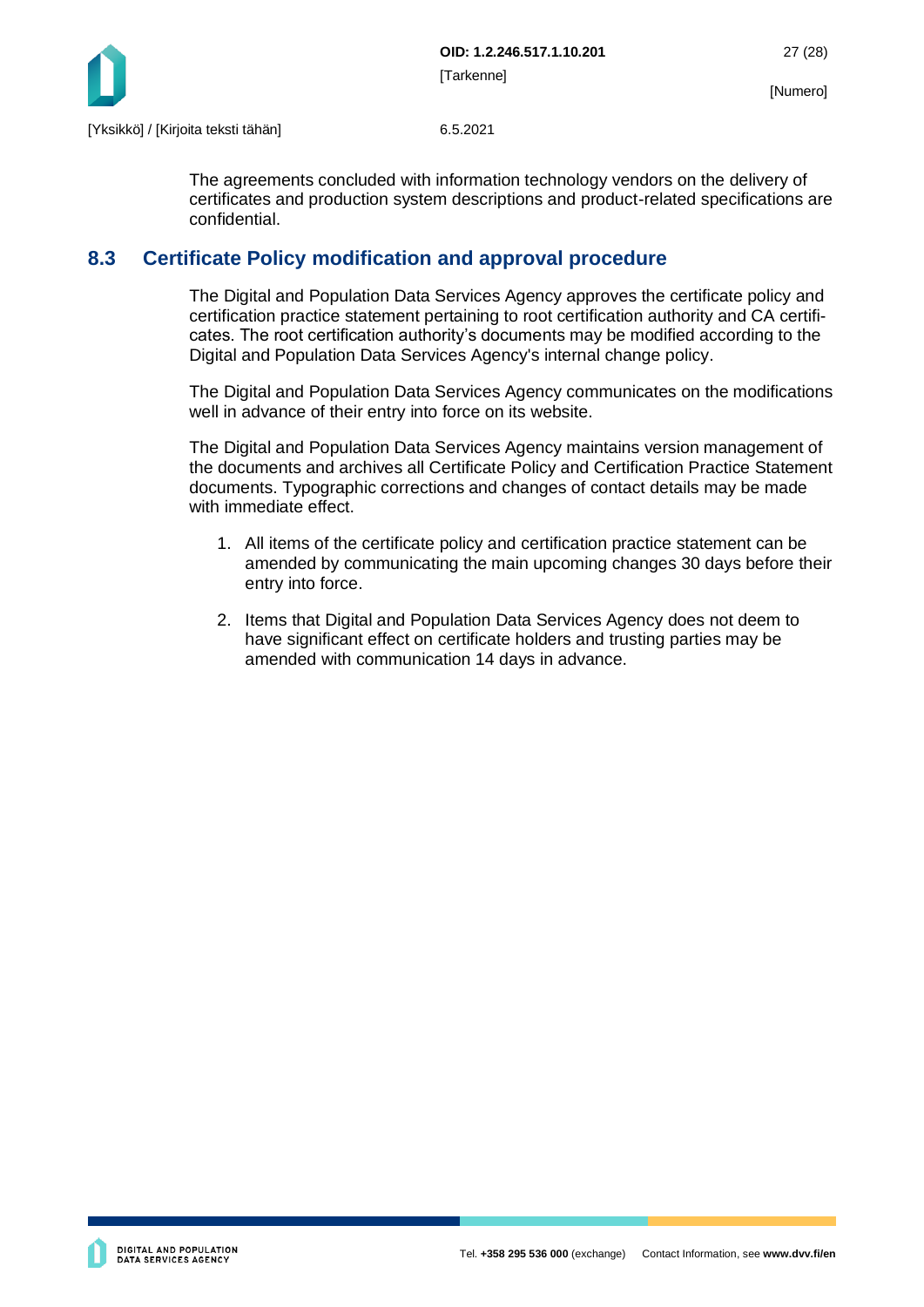The agreements concluded with information technology vendors on the delivery of certificates and production system descriptions and product-related specifications are confidential.

## 8.3 Certificate Policy modification and approval procedure

The Digital and Population Data Services Agency approves the certificate policy and certification practice statement pertaining to root certification authority and CA certificates. The root certification authority's documents may be modified according to the Digital and Population Data Services Agency's internal change policy.

The Digital and Population Data Services Agency communicates on the modifications well in advance of their entry into force on its website.

The Digital and Population Data Services Agency maintains version management of the documents and archives all Certificate Policy and Certification Practice Statement documents. Typographic corrections and changes of contact details may be made with immediate effect.

1. All items of the certificate policy and certification practice statement can be amended by communicating the main upcoming changes 30 days before their entry into force.

2. Items that Digital and Population Data Services Agency does not deem to have significant effect on certificate holders and trusting parties may be amended with communication 14 days in advance.